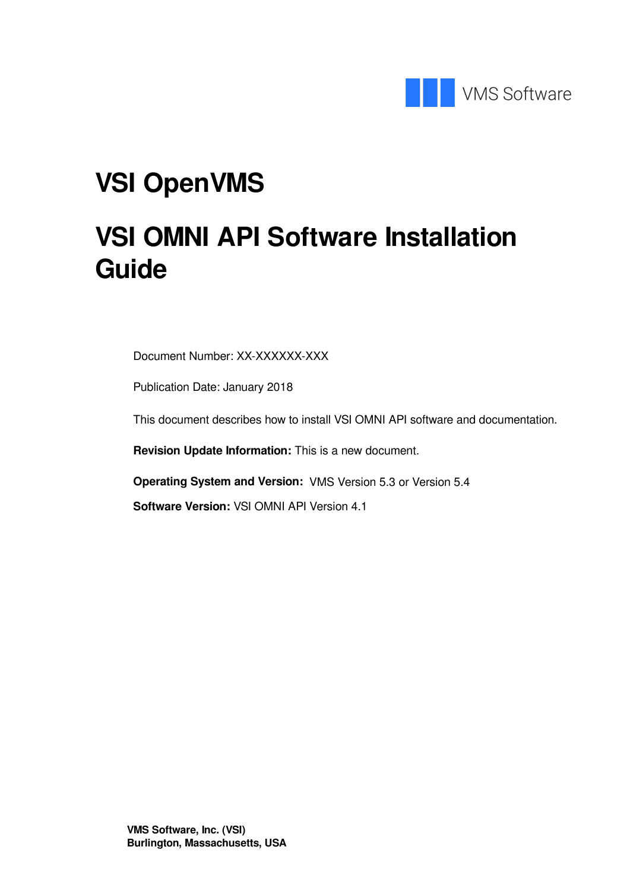VMS Software

# VSI OpenVMS

# VSI OMNI API Software Installation Guide

Document Number: XX-XXXXXX-XXX

Publication Date: January 2018

This document describes how to install VSI OMNI API software and documentation.

**Revision Update Information:** This is a new document.

**Operating System and Version:** VMS Version 5.3 or Version 5.4

**Software Version:** VSI OMNI API Version 4.1

**VMS Software, Inc. (VSI)**
**Burlington, Massachusetts, USA**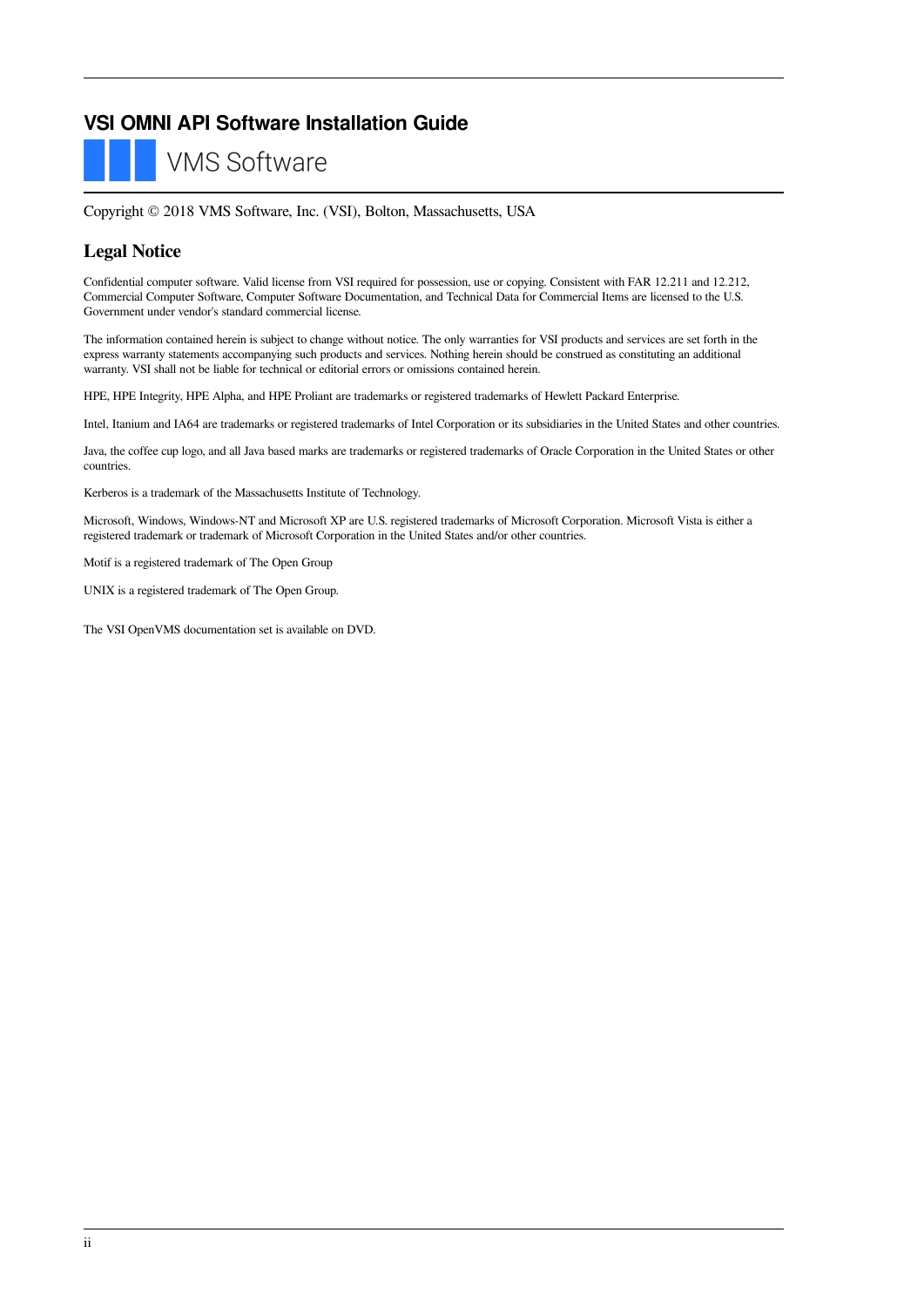# VSI OMNI API Software Installation Guide

VMS Software

Copyright © 2018 VMS Software, Inc. (VSI), Bolton, Massachusetts, USA

## Legal Notice

Confidential computer software. Valid license from VSI required for possession, use or copying. Consistent with FAR 12.211 and 12.212, Commercial Computer Software, Computer Software Documentation, and Technical Data for Commercial Items are licensed to the U.S. Government under vendor's standard commercial license.

The information contained herein is subject to change without notice. The only warranties for VSI products and services are set forth in the express warranty statements accompanying such products and services. Nothing herein should be construed as constituting an additional warranty. VSI shall not be liable for technical or editorial errors or omissions contained herein.

HPE, HPE Integrity, HPE Alpha, and HPE Proliant are trademarks or registered trademarks of Hewlett Packard Enterprise.

Intel, Itanium and IA64 are trademarks or registered trademarks of Intel Corporation or its subsidiaries in the United States and other countries.

Java, the coffee cup logo, and all Java based marks are trademarks or registered trademarks of Oracle Corporation in the United States or other countries.

Kerberos is a trademark of the Massachusetts Institute of Technology.

Microsoft, Windows, Windows-NT and Microsoft XP are U.S. registered trademarks of Microsoft Corporation. Microsoft Vista is either a registered trademark or trademark of Microsoft Corporation in the United States and/or other countries.

Motif is a registered trademark of The Open Group

UNIX is a registered trademark of The Open Group.

The VSI OpenVMS documentation set is available on DVD.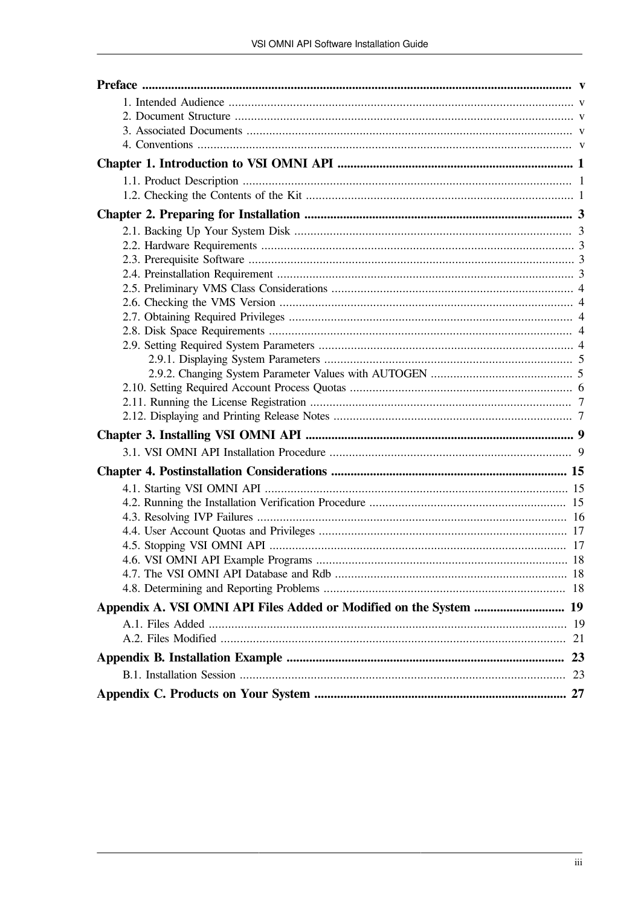Preface ..................................................................................................... v

- 1. Intended Audience ..................................................................................... v
- 2. Document Structure .................................................................................. v
- 3. Associated Documents ............................................................................... v
- 4. Conventions .............................................................................................. v

Chapter 1. Introduction to VSI OMNI API ......................................................... 1

- 1.1. Product Description ................................................................................ 1
- 1.2. Checking the Contents of the Kit ............................................................. 1

Chapter 2. Preparing for Installation .................................................................. 3

- 2.1. Backing Up Your System Disk ................................................................. 3
- 2.2. Hardware Requirements .......................................................................... 3
- 2.3. Prerequisite Software .............................................................................. 3
- 2.4. Preinstallation Requirement ..................................................................... 3
- 2.5. Preliminary VMS Class Considerations ...................................................... 4
- 2.6. Checking the VMS Version ...................................................................... 4
- 2.7. Obtaining Required Privileges .................................................................. 4
- 2.8. Disk Space Requirements ........................................................................ 4
- 2.9. Setting Required System Parameters ........................................................ 4
  - 2.9.1. Displaying System Parameters ......................................................... 5
  - 2.9.2. Changing System Parameter Values with AUTOGEN .......................... 5
- 2.10. Setting Required Account Process Quotas ................................................ 6
- 2.11. Running the License Registration ........................................................... 7
- 2.12. Displaying and Printing Release Notes .................................................... 7

Chapter 3. Installing VSI OMNI API ................................................................... 9

- 3.1. VSI OMNI API Installation Procedure ........................................................ 9

Chapter 4. Postinstallation Considerations ........................................................ 15

- 4.1. Starting VSI OMNI API ........................................................................... 15
- 4.2. Running the Installation Verification Procedure ........................................ 15
- 4.3. Resolving IVP Failures ........................................................................... 16
- 4.4. User Account Quotas and Privileges ........................................................ 17
- 4.5. Stopping VSI OMNI API .......................................................................... 17
- 4.6. VSI OMNI API Example Programs ............................................................ 18
- 4.7. The VSI OMNI API Database and Rdb ...................................................... 18
- 4.8. Determining and Reporting Problems ...................................................... 18

Appendix A. VSI OMNI API Files Added or Modified on the System ..................... 19

- A.1. Files Added ........................................................................................... 19
- A.2. Files Modified ........................................................................................ 21

Appendix B. Installation Example ...................................................................... 23

- B.1. Installation Session ................................................................................ 23

Appendix C. Products on Your System ............................................................... 27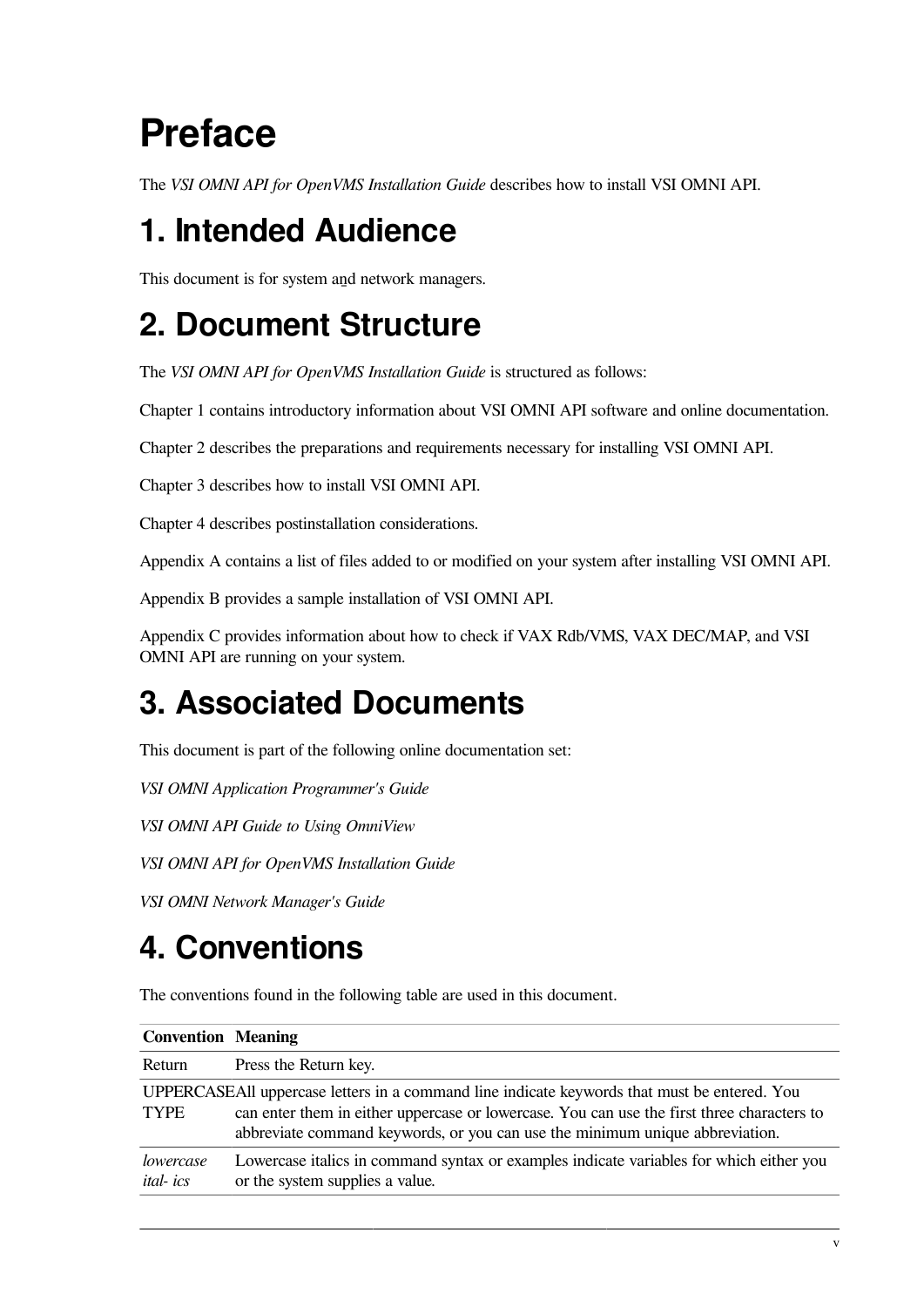# Preface

The *VSI OMNI API for OpenVMS Installation Guide* describes how to install VSI OMNI API.

# 1. Intended Audience

This document is for system and network managers.

# 2. Document Structure

The *VSI OMNI API for OpenVMS Installation Guide* is structured as follows:

Chapter 1 contains introductory information about VSI OMNI API software and online documentation.

Chapter 2 describes the preparations and requirements necessary for installing VSI OMNI API.

Chapter 3 describes how to install VSI OMNI API.

Chapter 4 describes postinstallation considerations.

Appendix A contains a list of files added to or modified on your system after installing VSI OMNI API.

Appendix B provides a sample installation of VSI OMNI API.

Appendix C provides information about how to check if VAX Rdb/VMS, VAX DEC/MAP, and VSI OMNI API are running on your system.

# 3. Associated Documents

This document is part of the following online documentation set:

*VSI OMNI Application Programmer's Guide*

*VSI OMNI API Guide to Using OmniView*

*VSI OMNI API for OpenVMS Installation Guide*

*VSI OMNI Network Manager's Guide*

# 4. Conventions

The conventions found in the following table are used in this document.

| Convention | Meaning |
|---|---|
| Return | Press the Return key. |
| UPPERCASE TYPE | All uppercase letters in a command line indicate keywords that must be entered. You can enter them in either uppercase or lowercase. You can use the first three characters to abbreviate command keywords, or you can use the minimum unique abbreviation. |
| *lowercase ital- ics* | Lowercase italics in command syntax or examples indicate variables for which either you or the system supplies a value. |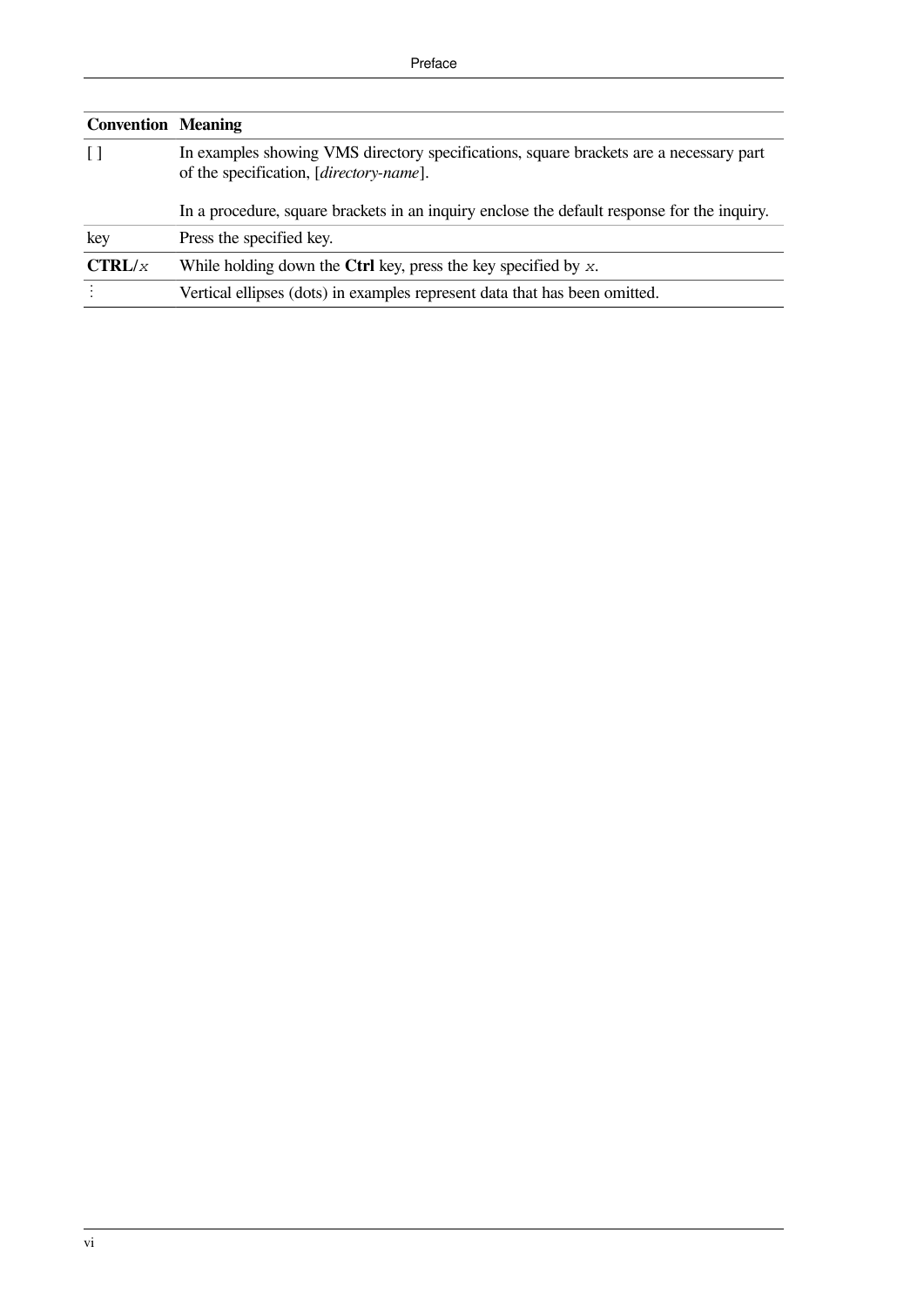| Convention | Meaning |
|---|---|
| [ ] | In examples showing VMS directory specifications, square brackets are a necessary part of the specification, [*directory-name*].<br><br>In a procedure, square brackets in an inquiry enclose the default response for the inquiry. |
| key | Press the specified key. |
| **CTRL/***x* | While holding down the **Ctrl** key, press the key specified by *x*. |
| ⋮ | Vertical ellipses (dots) in examples represent data that has been omitted. |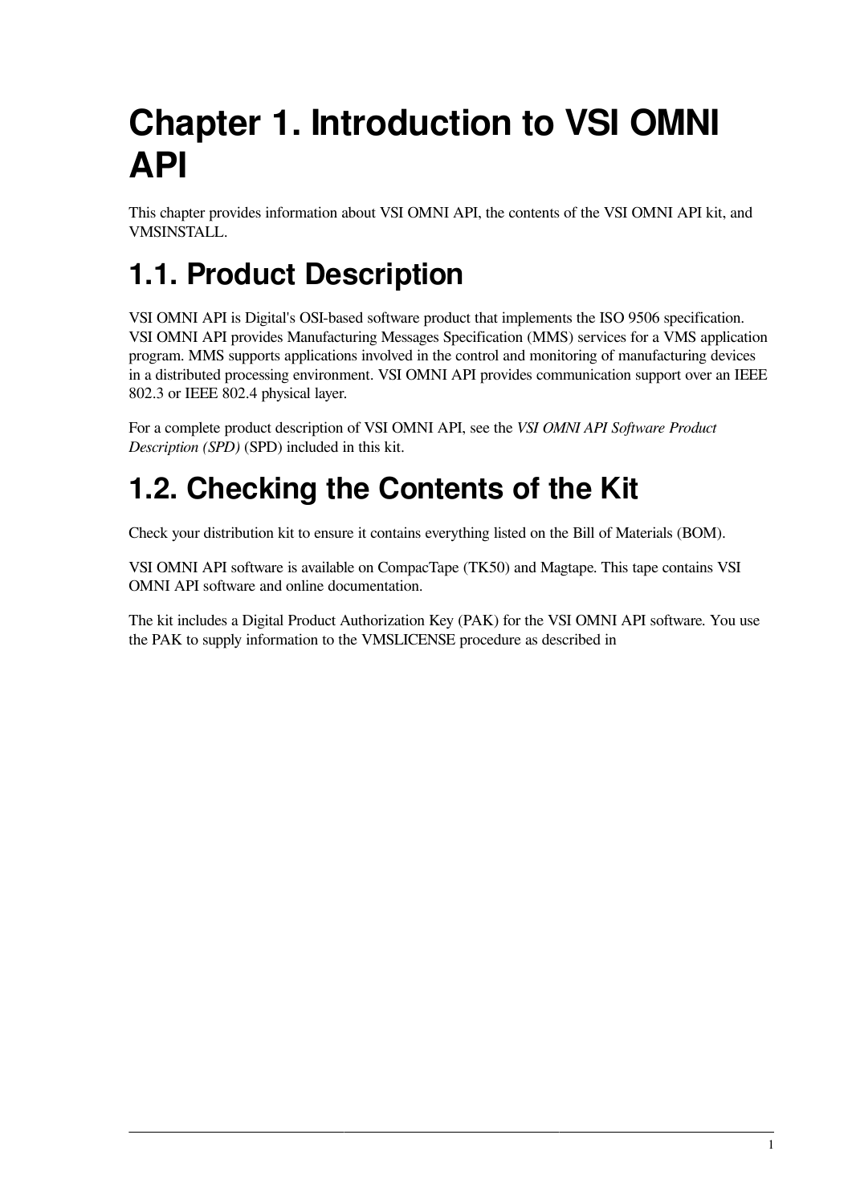# Chapter 1. Introduction to VSI OMNI API

This chapter provides information about VSI OMNI API, the contents of the VSI OMNI API kit, and VMSINSTALL.

## 1.1. Product Description

VSI OMNI API is Digital's OSI-based software product that implements the ISO 9506 specification. VSI OMNI API provides Manufacturing Messages Specification (MMS) services for a VMS application program. MMS supports applications involved in the control and monitoring of manufacturing devices in a distributed processing environment. VSI OMNI API provides communication support over an IEEE 802.3 or IEEE 802.4 physical layer.

For a complete product description of VSI OMNI API, see the *VSI OMNI API Software Product Description (SPD)* (SPD) included in this kit.

## 1.2. Checking the Contents of the Kit

Check your distribution kit to ensure it contains everything listed on the Bill of Materials (BOM).

VSI OMNI API software is available on CompacTape (TK50) and Magtape. This tape contains VSI OMNI API software and online documentation.

The kit includes a Digital Product Authorization Key (PAK) for the VSI OMNI API software. You use the PAK to supply information to the VMSLICENSE procedure as described in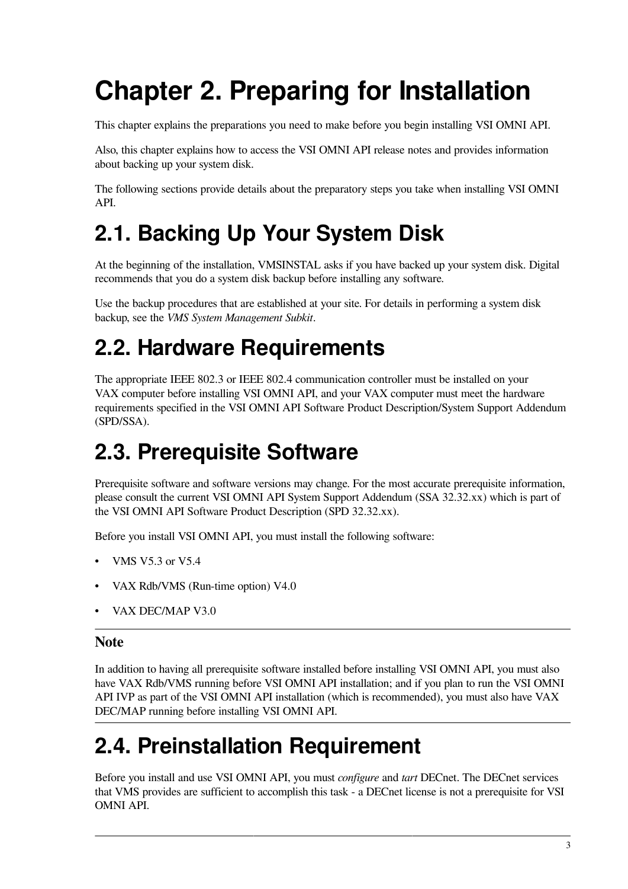# Chapter 2. Preparing for Installation

This chapter explains the preparations you need to make before you begin installing VSI OMNI API.

Also, this chapter explains how to access the VSI OMNI API release notes and provides information about backing up your system disk.

The following sections provide details about the preparatory steps you take when installing VSI OMNI API.

## 2.1. Backing Up Your System Disk

At the beginning of the installation, VMSINSTAL asks if you have backed up your system disk. Digital recommends that you do a system disk backup before installing any software.

Use the backup procedures that are established at your site. For details in performing a system disk backup, see the *VMS System Management Subkit*.

## 2.2. Hardware Requirements

The appropriate IEEE 802.3 or IEEE 802.4 communication controller must be installed on your VAX computer before installing VSI OMNI API, and your VAX computer must meet the hardware requirements specified in the VSI OMNI API Software Product Description/System Support Addendum (SPD/SSA).

## 2.3. Prerequisite Software

Prerequisite software and software versions may change. For the most accurate prerequisite information, please consult the current VSI OMNI API System Support Addendum (SSA 32.32.xx) which is part of the VSI OMNI API Software Product Description (SPD 32.32.xx).

Before you install VSI OMNI API, you must install the following software:

- VMS V5.3 or V5.4
- VAX Rdb/VMS (Run-time option) V4.0
- VAX DEC/MAP V3.0

---

**Note**

In addition to having all prerequisite software installed before installing VSI OMNI API, you must also have VAX Rdb/VMS running before VSI OMNI API installation; and if you plan to run the VSI OMNI API IVP as part of the VSI OMNI API installation (which is recommended), you must also have VAX DEC/MAP running before installing VSI OMNI API.

---

## 2.4. Preinstallation Requirement

Before you install and use VSI OMNI API, you must *configure* and *tart* DECnet. The DECnet services that VMS provides are sufficient to accomplish this task - a DECnet license is not a prerequisite for VSI OMNI API.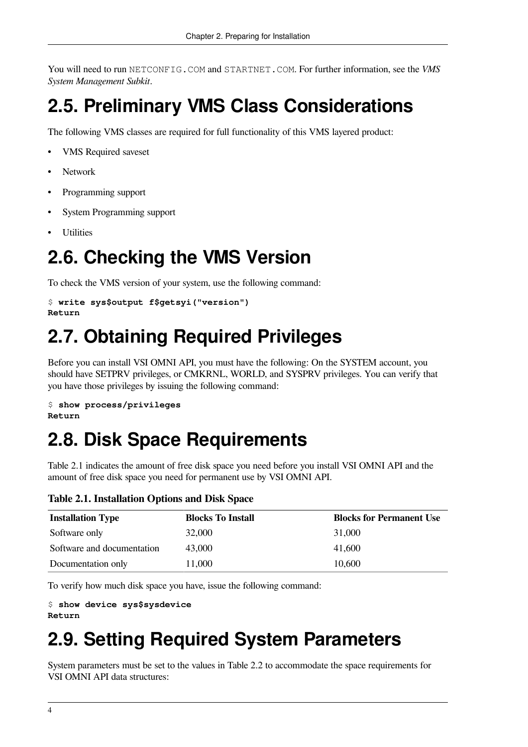You will need to run `NETCONFIG.COM` and `STARTNET.COM`. For further information, see the *VMS System Management Subkit*.

## 2.5. Preliminary VMS Class Considerations

The following VMS classes are required for full functionality of this VMS layered product:

- VMS Required saveset
- Network
- Programming support
- System Programming support
- Utilities

## 2.6. Checking the VMS Version

To check the VMS version of your system, use the following command:

```
$ write sys$output f$getsyi("version")
Return
```

## 2.7. Obtaining Required Privileges

Before you can install VSI OMNI API, you must have the following: On the SYSTEM account, you should have SETPRV privileges, or CMKRNL, WORLD, and SYSPRV privileges. You can verify that you have those privileges by issuing the following command:

```
$ show process/privileges
Return
```

## 2.8. Disk Space Requirements

Table 2.1 indicates the amount of free disk space you need before you install VSI OMNI API and the amount of free disk space you need for permanent use by VSI OMNI API.

**Table 2.1. Installation Options and Disk Space**

| Installation Type | Blocks To Install | Blocks for Permanent Use |
|---|---|---|
| Software only | 32,000 | 31,000 |
| Software and documentation | 43,000 | 41,600 |
| Documentation only | 11,000 | 10,600 |

To verify how much disk space you have, issue the following command:

```
$ show device sys$sysdevice
Return
```

## 2.9. Setting Required System Parameters

System parameters must be set to the values in Table 2.2 to accommodate the space requirements for VSI OMNI API data structures: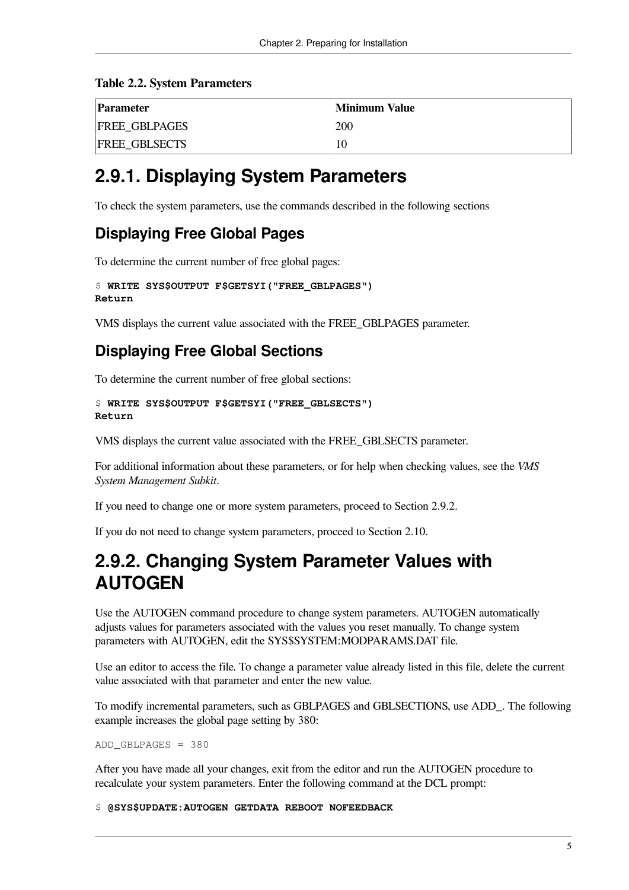**Table 2.2. System Parameters**

| Parameter | Minimum Value |
| --- | --- |
| FREE_GBLPAGES | 200 |
| FREE_GBLSECTS | 10 |

## 2.9.1. Displaying System Parameters

To check the system parameters, use the commands described in the following sections

### Displaying Free Global Pages

To determine the current number of free global pages:

```
$ WRITE SYS$OUTPUT F$GETSYI("FREE_GBLPAGES")
Return
```

VMS displays the current value associated with the FREE_GBLPAGES parameter.

### Displaying Free Global Sections

To determine the current number of free global sections:

```
$ WRITE SYS$OUTPUT F$GETSYI("FREE_GBLSECTS")
Return
```

VMS displays the current value associated with the FREE_GBLSECTS parameter.

For additional information about these parameters, or for help when checking values, see the *VMS System Management Subkit*.

If you need to change one or more system parameters, proceed to Section 2.9.2.

If you do not need to change system parameters, proceed to Section 2.10.

## 2.9.2. Changing System Parameter Values with AUTOGEN

Use the AUTOGEN command procedure to change system parameters. AUTOGEN automatically adjusts values for parameters associated with the values you reset manually. To change system parameters with AUTOGEN, edit the SYS$SYSTEM:MODPARAMS.DAT file.

Use an editor to access the file. To change a parameter value already listed in this file, delete the current value associated with that parameter and enter the new value.

To modify incremental parameters, such as GBLPAGES and GBLSECTIONS, use ADD_. The following example increases the global page setting by 380:

```
ADD_GBLPAGES = 380
```

After you have made all your changes, exit from the editor and run the AUTOGEN procedure to recalculate your system parameters. Enter the following command at the DCL prompt:

```
$ @SYS$UPDATE:AUTOGEN GETDATA REBOOT NOFEEDBACK
```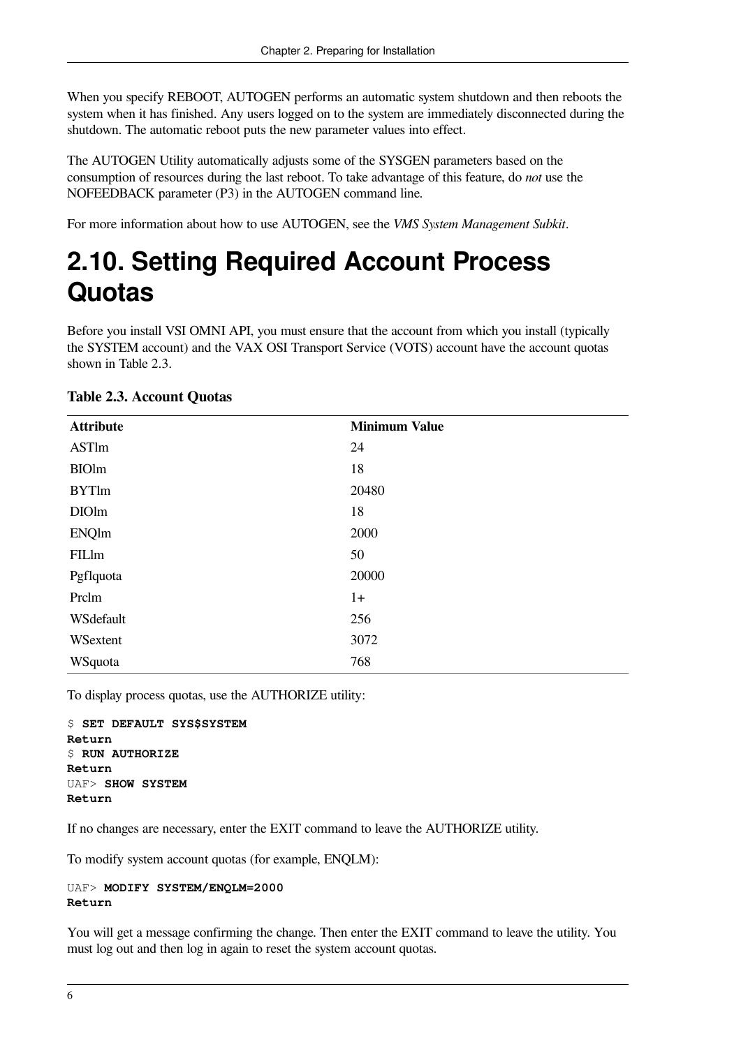When you specify REBOOT, AUTOGEN performs an automatic system shutdown and then reboots the system when it has finished. Any users logged on to the system are immediately disconnected during the shutdown. The automatic reboot puts the new parameter values into effect.

The AUTOGEN Utility automatically adjusts some of the SYSGEN parameters based on the consumption of resources during the last reboot. To take advantage of this feature, do *not* use the NOFEEDBACK parameter (P3) in the AUTOGEN command line.

For more information about how to use AUTOGEN, see the *VMS System Management Subkit*.

# 2.10. Setting Required Account Process Quotas

Before you install VSI OMNI API, you must ensure that the account from which you install (typically the SYSTEM account) and the VAX OSI Transport Service (VOTS) account have the account quotas shown in Table 2.3.

**Table 2.3. Account Quotas**

| Attribute | Minimum Value |
|---|---|
| ASTlm | 24 |
| BIOlm | 18 |
| BYTlm | 20480 |
| DIOlm | 18 |
| ENQlm | 2000 |
| FILlm | 50 |
| Pgflquota | 20000 |
| Prclm | 1+ |
| WSdefault | 256 |
| WSextent | 3072 |
| WSquota | 768 |

To display process quotas, use the AUTHORIZE utility:

```
$ SET DEFAULT SYS$SYSTEM
Return
$ RUN AUTHORIZE
Return
UAF> SHOW SYSTEM
Return
```

If no changes are necessary, enter the EXIT command to leave the AUTHORIZE utility.

To modify system account quotas (for example, ENQLM):

```
UAF> MODIFY SYSTEM/ENQLM=2000
Return
```

You will get a message confirming the change. Then enter the EXIT command to leave the utility. You must log out and then log in again to reset the system account quotas.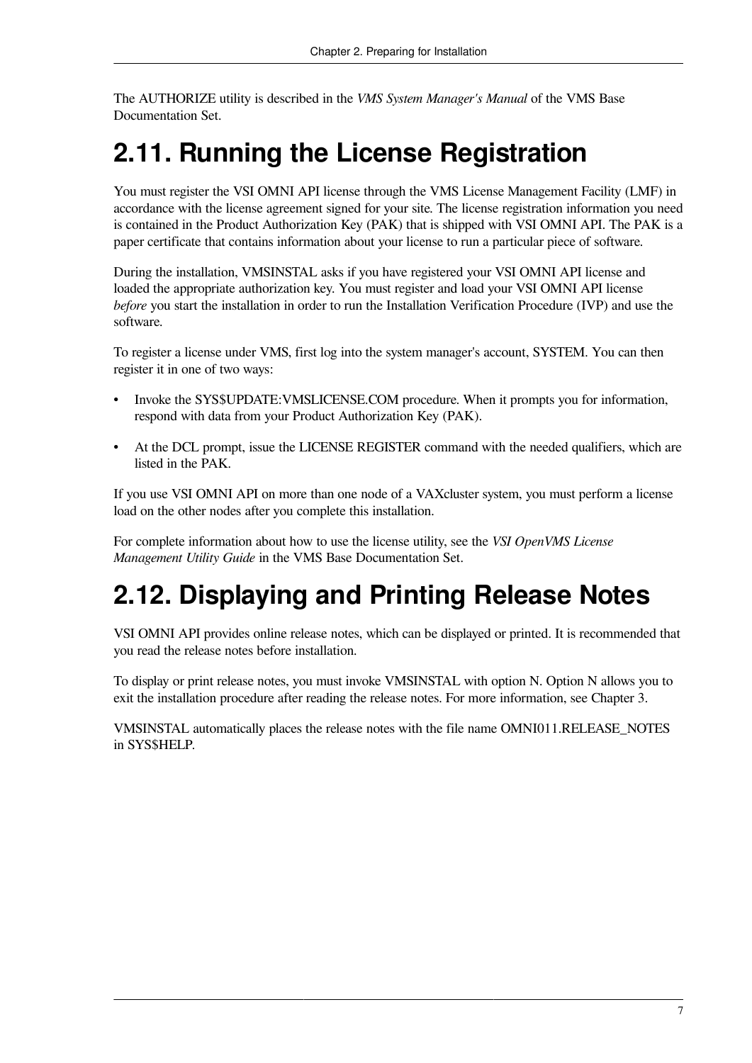The AUTHORIZE utility is described in the *VMS System Manager's Manual* of the VMS Base Documentation Set.

## 2.11. Running the License Registration

You must register the VSI OMNI API license through the VMS License Management Facility (LMF) in accordance with the license agreement signed for your site. The license registration information you need is contained in the Product Authorization Key (PAK) that is shipped with VSI OMNI API. The PAK is a paper certificate that contains information about your license to run a particular piece of software.

During the installation, VMSINSTAL asks if you have registered your VSI OMNI API license and loaded the appropriate authorization key. You must register and load your VSI OMNI API license *before* you start the installation in order to run the Installation Verification Procedure (IVP) and use the software.

To register a license under VMS, first log into the system manager's account, SYSTEM. You can then register it in one of two ways:

- Invoke the SYS$UPDATE:VMSLICENSE.COM procedure. When it prompts you for information, respond with data from your Product Authorization Key (PAK).
- At the DCL prompt, issue the LICENSE REGISTER command with the needed qualifiers, which are listed in the PAK.

If you use VSI OMNI API on more than one node of a VAXcluster system, you must perform a license load on the other nodes after you complete this installation.

For complete information about how to use the license utility, see the *VSI OpenVMS License Management Utility Guide* in the VMS Base Documentation Set.

## 2.12. Displaying and Printing Release Notes

VSI OMNI API provides online release notes, which can be displayed or printed. It is recommended that you read the release notes before installation.

To display or print release notes, you must invoke VMSINSTAL with option N. Option N allows you to exit the installation procedure after reading the release notes. For more information, see Chapter 3.

VMSINSTAL automatically places the release notes with the file name OMNI011.RELEASE_NOTES in SYS$HELP.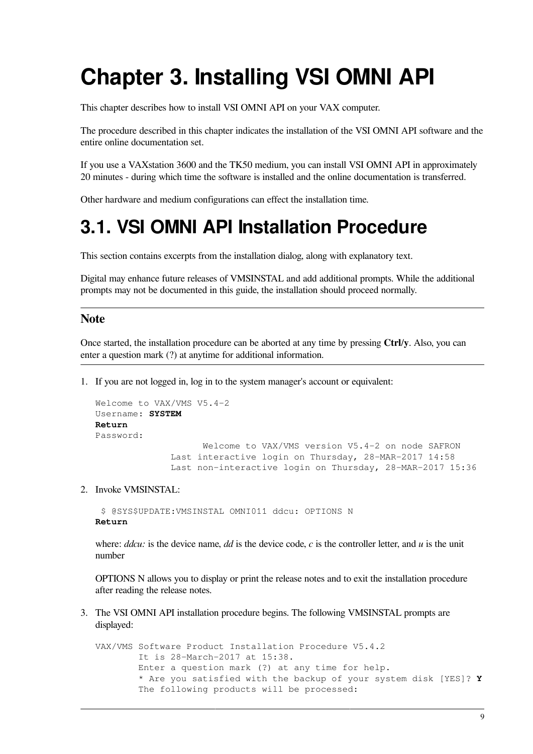# Chapter 3. Installing VSI OMNI API

This chapter describes how to install VSI OMNI API on your VAX computer.

The procedure described in this chapter indicates the installation of the VSI OMNI API software and the entire online documentation set.

If you use a VAXstation 3600 and the TK50 medium, you can install VSI OMNI API in approximately 20 minutes - during which time the software is installed and the online documentation is transferred.

Other hardware and medium configurations can effect the installation time.

## 3.1. VSI OMNI API Installation Procedure

This section contains excerpts from the installation dialog, along with explanatory text.

Digital may enhance future releases of VMSINSTAL and add additional prompts. While the additional prompts may not be documented in this guide, the installation should proceed normally.

### Note

Once started, the installation procedure can be aborted at any time by pressing **Ctrl/y**. Also, you can enter a question mark (?) at anytime for additional information.

1. If you are not logged in, log in to the system manager's account or equivalent:

   ```
   Welcome to VAX/VMS V5.4-2
   Username: SYSTEM
   Return
   Password:
                      Welcome to VAX/VMS version V5.4-2 on node SAFRON
               Last interactive login on Thursday, 28-MAR-2017 14:58
               Last non-interactive login on Thursday, 28-MAR-2017 15:36
   ```

2. Invoke VMSINSTAL:

   ```
    $ @SYS$UPDATE:VMSINSTAL OMNI011 ddcu: OPTIONS N
   Return
   ```

   where: *ddcu:* is the device name, *dd* is the device code, *c* is the controller letter, and *u* is the unit number

   OPTIONS N allows you to display or print the release notes and to exit the installation procedure after reading the release notes.

3. The VSI OMNI API installation procedure begins. The following VMSINSTAL prompts are displayed:

   ```
   VAX/VMS Software Product Installation Procedure V5.4.2
           It is 28-March-2017 at 15:38.
           Enter a question mark (?) at any time for help.
           * Are you satisfied with the backup of your system disk [YES]? Y
           The following products will be processed:
   ```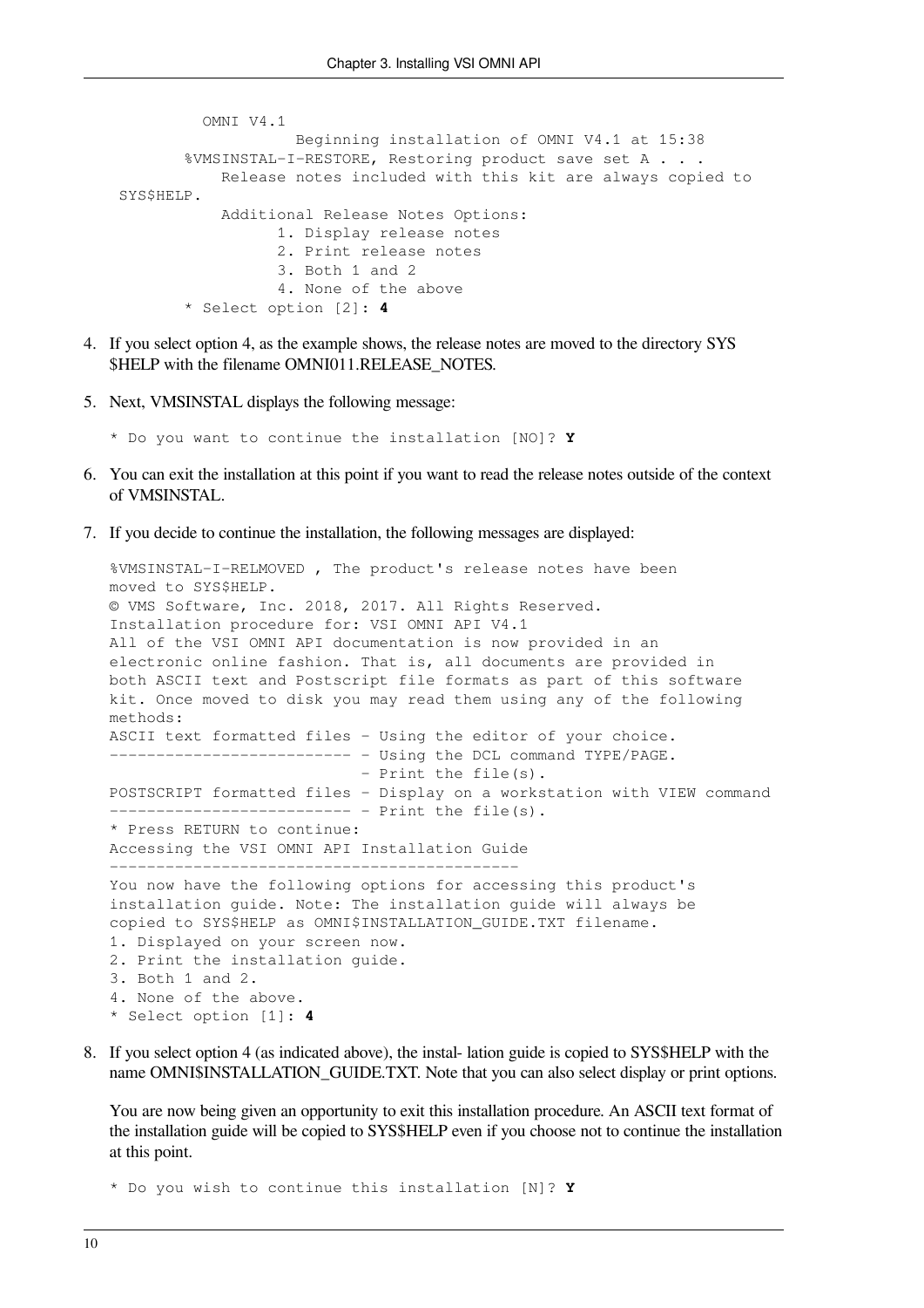```
         OMNI V4.1
                   Beginning installation of OMNI V4.1 at 15:38
       %VMSINSTAL-I-RESTORE, Restoring product save set A . . .
            Release notes included with this kit are always copied to
 SYS$HELP.
            Additional Release Notes Options:
                  1. Display release notes
                  2. Print release notes
                  3. Both 1 and 2
                  4. None of the above
       * Select option [2]: 4
```

4. If you select option 4, as the example shows, the release notes are moved to the directory SYS $HELP with the filename OMNI011.RELEASE_NOTES.

5. Next, VMSINSTAL displays the following message:

   ```
   * Do you want to continue the installation [NO]? Y
   ```

6. You can exit the installation at this point if you want to read the release notes outside of the context of VMSINSTAL.

7. If you decide to continue the installation, the following messages are displayed:

   ```
   %VMSINSTAL-I-RELMOVED , The product's release notes have been
   moved to SYS$HELP.
   © VMS Software, Inc. 2018, 2017. All Rights Reserved.
   Installation procedure for: VSI OMNI API V4.1
   All of the VSI OMNI API documentation is now provided in an
   electronic online fashion. That is, all documents are provided in
   both ASCII text and Postscript file formats as part of this software
   kit. Once moved to disk you may read them using any of the following
   methods:
   ASCII text formatted files - Using the editor of your choice.
   -------------------------- - Using the DCL command TYPE/PAGE.
                              - Print the file(s).
   POSTSCRIPT formatted files - Display on a workstation with VIEW command
   -------------------------- - Print the file(s).
   * Press RETURN to continue:
   Accessing the VSI OMNI API Installation Guide
   --------------------------------------------
   You now have the following options for accessing this product's
   installation guide. Note: The installation guide will always be
   copied to SYS$HELP as OMNI$INSTALLATION_GUIDE.TXT filename.
   1. Displayed on your screen now.
   2. Print the installation guide.
   3. Both 1 and 2.
   4. None of the above.
   * Select option [1]: 4
   ```

8. If you select option 4 (as indicated above), the instal- lation guide is copied to SYS$HELP with the name OMNI$INSTALLATION_GUIDE.TXT. Note that you can also select display or print options.

   You are now being given an opportunity to exit this installation procedure. An ASCII text format of the installation guide will be copied to SYS$HELP even if you choose not to continue the installation at this point.

   ```
   * Do you wish to continue this installation [N]? Y
   ```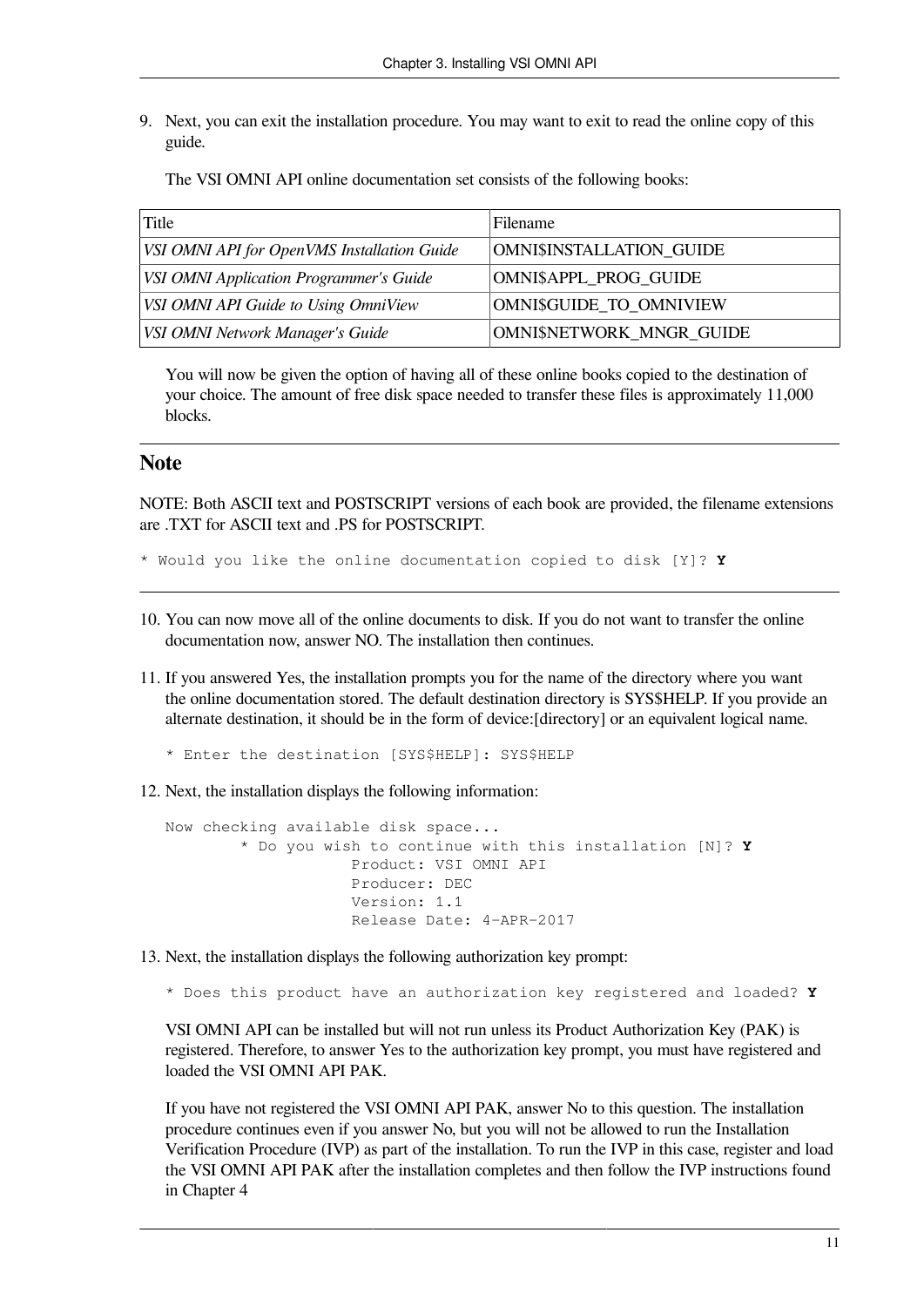9. Next, you can exit the installation procedure. You may want to exit to read the online copy of this guide.

   The VSI OMNI API online documentation set consists of the following books:

| Title | Filename |
| --- | --- |
| *VSI OMNI API for OpenVMS Installation Guide* | OMNI$INSTALLATION_GUIDE |
| *VSI OMNI Application Programmer's Guide* | OMNI$APPL_PROG_GUIDE |
| *VSI OMNI API Guide to Using OmniView* | OMNI$GUIDE_TO_OMNIVIEW |
| *VSI OMNI Network Manager's Guide* | OMNI$NETWORK_MNGR_GUIDE |

   You will now be given the option of having all of these online books copied to the destination of your choice. The amount of free disk space needed to transfer these files is approximately 11,000 blocks.

## Note

NOTE: Both ASCII text and POSTSCRIPT versions of each book are provided, the filename extensions are .TXT for ASCII text and .PS for POSTSCRIPT.

```
* Would you like the online documentation copied to disk [Y]? Y
```

10. You can now move all of the online documents to disk. If you do not want to transfer the online documentation now, answer NO. The installation then continues.

11. If you answered Yes, the installation prompts you for the name of the directory where you want the online documentation stored. The default destination directory is SYS$HELP. If you provide an alternate destination, it should be in the form of device:[directory] or an equivalent logical name.

```
* Enter the destination [SYS$HELP]: SYS$HELP
```

12. Next, the installation displays the following information:

```
Now checking available disk space...
        * Do you wish to continue with this installation [N]? Y
                    Product: VSI OMNI API
                    Producer: DEC
                    Version: 1.1
                    Release Date: 4-APR-2017
```

13. Next, the installation displays the following authorization key prompt:

```
* Does this product have an authorization key registered and loaded? Y
```

   VSI OMNI API can be installed but will not run unless its Product Authorization Key (PAK) is registered. Therefore, to answer Yes to the authorization key prompt, you must have registered and loaded the VSI OMNI API PAK.

   If you have not registered the VSI OMNI API PAK, answer No to this question. The installation procedure continues even if you answer No, but you will not be allowed to run the Installation Verification Procedure (IVP) as part of the installation. To run the IVP in this case, register and load the VSI OMNI API PAK after the installation completes and then follow the IVP instructions found in Chapter 4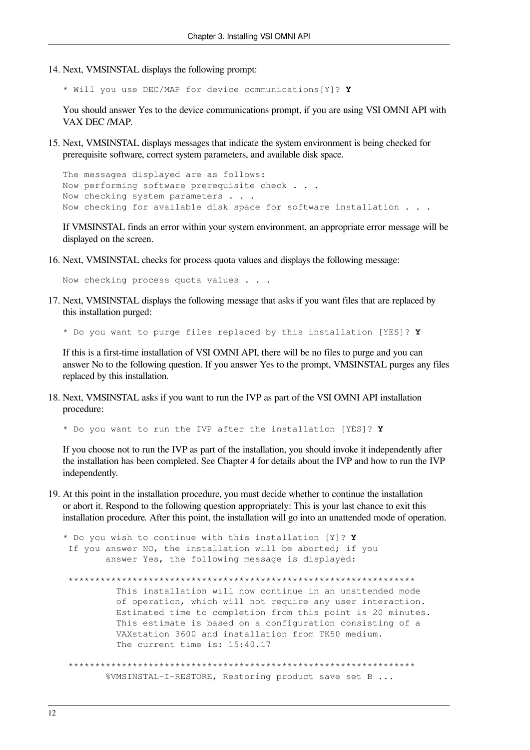14. Next, VMSINSTAL displays the following prompt:

    ```
    * Will you use DEC/MAP for device communications[Y]? Y
    ```

    You should answer Yes to the device communications prompt, if you are using VSI OMNI API with VAX DEC /MAP.

15. Next, VMSINSTAL displays messages that indicate the system environment is being checked for prerequisite software, correct system parameters, and available disk space.

    ```
    The messages displayed are as follows:
    Now performing software prerequisite check . . .
    Now checking system parameters . . .
    Now checking for available disk space for software installation . . .
    ```

    If VMSINSTAL finds an error within your system environment, an appropriate error message will be displayed on the screen.

16. Next, VMSINSTAL checks for process quota values and displays the following message:

    ```
    Now checking process quota values . . .
    ```

17. Next, VMSINSTAL displays the following message that asks if you want files that are replaced by this installation purged:

    ```
    * Do you want to purge files replaced by this installation [YES]? Y
    ```

    If this is a first-time installation of VSI OMNI API, there will be no files to purge and you can answer No to the following question. If you answer Yes to the prompt, VMSINSTAL purges any files replaced by this installation.

18. Next, VMSINSTAL asks if you want to run the IVP as part of the VSI OMNI API installation procedure:

    ```
    * Do you want to run the IVP after the installation [YES]? Y
    ```

    If you choose not to run the IVP as part of the installation, you should invoke it independently after the installation has been completed. See Chapter 4 for details about the IVP and how to run the IVP independently.

19. At this point in the installation procedure, you must decide whether to continue the installation or abort it. Respond to the following question appropriately: This is your last chance to exit this installation procedure. After this point, the installation will go into an unattended mode of operation.

    ```
    * Do you wish to continue with this installation [Y]? Y
     If you answer NO, the installation will be aborted; if you
           answer Yes, the following message is displayed:

     ****************************************************************
              This installation will now continue in an unattended mode
              of operation, which will not require any user interaction.
              Estimated time to completion from this point is 20 minutes.
              This estimate is based on a configuration consisting of a
              VAXstation 3600 and installation from TK50 medium.
              The current time is: 15:40.17

     ****************************************************************
           %VMSINSTAL-I-RESTORE, Restoring product save set B ...
    ```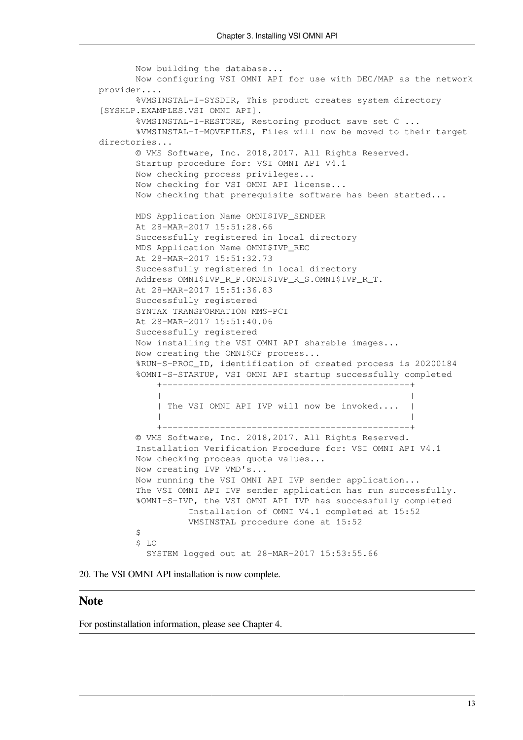```
        Now building the database...
        Now configuring VSI OMNI API for use with DEC/MAP as the network
provider....
        %VMSINSTAL-I-SYSDIR, This product creates system directory
[SYSHLP.EXAMPLES.VSI OMNI API].
        %VMSINSTAL-I-RESTORE, Restoring product save set C ...
        %VMSINSTAL-I-MOVEFILES, Files will now be moved to their target
directories...
        © VMS Software, Inc. 2018,2017. All Rights Reserved.
        Startup procedure for: VSI OMNI API V4.1
        Now checking process privileges...
        Now checking for VSI OMNI API license...
        Now checking that prerequisite software has been started...

        MDS Application Name OMNI$IVP_SENDER
        At 28-MAR-2017 15:51:28.66
        Successfully registered in local directory
        MDS Application Name OMNI$IVP_REC
        At 28-MAR-2017 15:51:32.73
        Successfully registered in local directory
        Address OMNI$IVP_R_P.OMNI$IVP_R_S.OMNI$IVP_R_T.
        At 28-MAR-2017 15:51:36.83
        Successfully registered
        SYNTAX TRANSFORMATION MMS-PCI
        At 28-MAR-2017 15:51:40.06
        Successfully registered
        Now installing the VSI OMNI API sharable images...
        Now creating the OMNI$CP process...
        %RUN-S-PROC_ID, identification of created process is 20200184
        %OMNI-S-STARTUP, VSI OMNI API startup successfully completed
            +---------------------------------------------+
            |                                             |
            | The VSI OMNI API IVP will now be invoked.... |
            |                                             |
            +---------------------------------------------+
        © VMS Software, Inc. 2018,2017. All Rights Reserved.
        Installation Verification Procedure for: VSI OMNI API V4.1
        Now checking process quota values...
        Now creating IVP VMD's...
        Now running the VSI OMNI API IVP sender application...
        The VSI OMNI API IVP sender application has run successfully.
        %OMNI-S-IVP, the VSI OMNI API IVP has successfully completed
                  Installation of OMNI V4.1 completed at 15:52
                  VMSINSTAL procedure done at 15:52
        $
        $ LO
          SYSTEM logged out at 28-MAR-2017 15:53:55.66
```

20. The VSI OMNI API installation is now complete.

## Note

For postinstallation information, please see Chapter 4.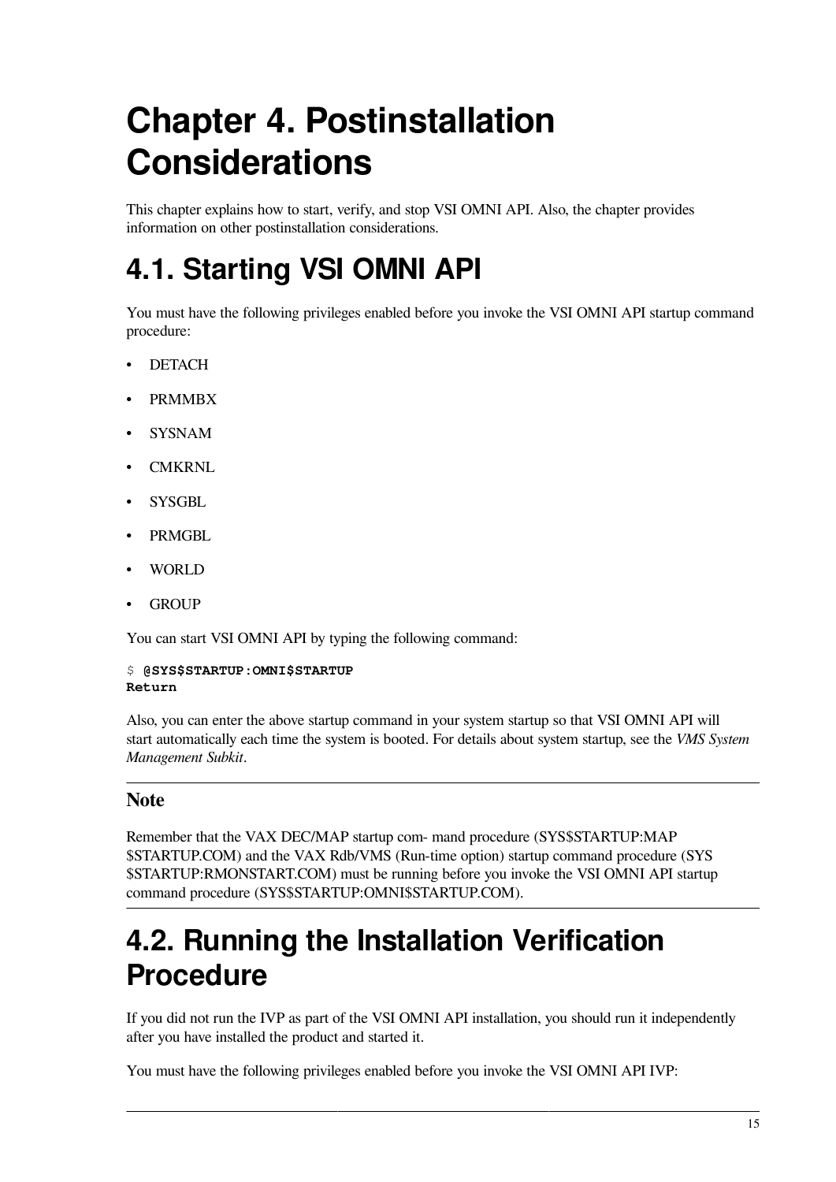# Chapter 4. Postinstallation Considerations

This chapter explains how to start, verify, and stop VSI OMNI API. Also, the chapter provides information on other postinstallation considerations.

## 4.1. Starting VSI OMNI API

You must have the following privileges enabled before you invoke the VSI OMNI API startup command procedure:

- DETACH
- PRMMBX
- SYSNAM
- CMKRNL
- SYSGBL
- PRMGBL
- WORLD
- GROUP

You can start VSI OMNI API by typing the following command:

```
$ @SYS$STARTUP:OMNI$STARTUP
Return
```

Also, you can enter the above startup command in your system startup so that VSI OMNI API will start automatically each time the system is booted. For details about system startup, see the *VMS System Management Subkit*.

### Note

Remember that the VAX DEC/MAP startup com- mand procedure (SYS$STARTUP:MAP $STARTUP.COM) and the VAX Rdb/VMS (Run-time option) startup command procedure (SYS $STARTUP:RMONSTART.COM) must be running before you invoke the VSI OMNI API startup command procedure (SYS$STARTUP:OMNI$STARTUP.COM).

## 4.2. Running the Installation Verification Procedure

If you did not run the IVP as part of the VSI OMNI API installation, you should run it independently after you have installed the product and started it.

You must have the following privileges enabled before you invoke the VSI OMNI API IVP: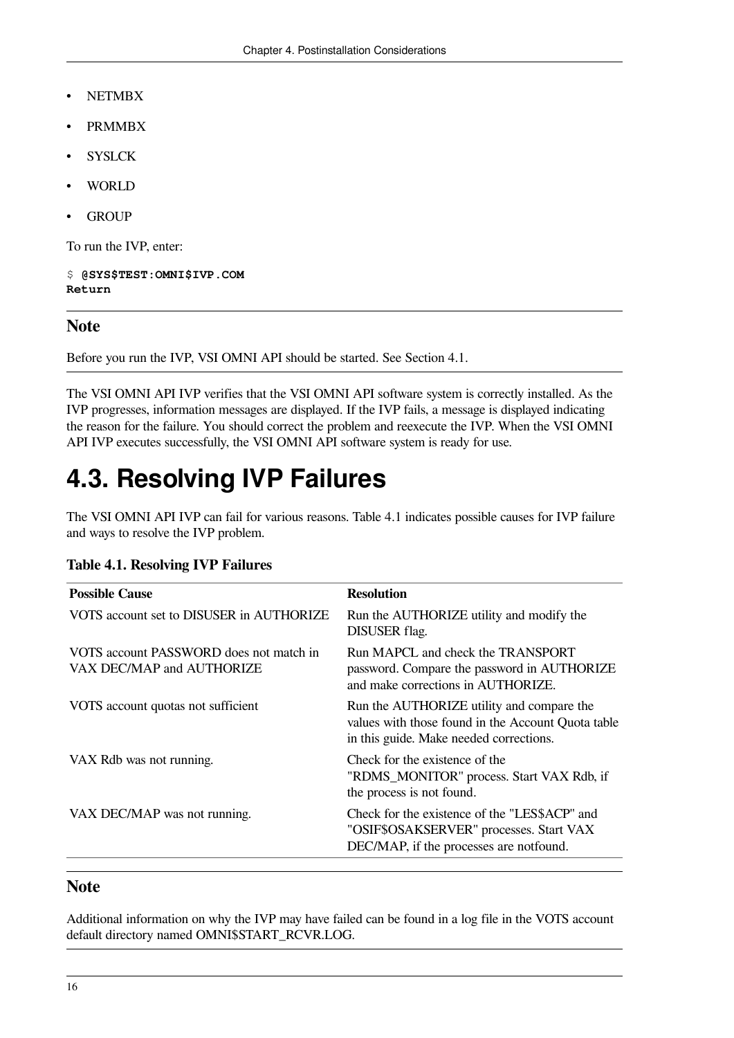- NETMBX
- PRMMBX
- SYSLCK
- WORLD
- GROUP

To run the IVP, enter:

```
$ @SYS$TEST:OMNI$IVP.COM
Return
```

### Note

Before you run the IVP, VSI OMNI API should be started. See Section 4.1.

The VSI OMNI API IVP verifies that the VSI OMNI API software system is correctly installed. As the IVP progresses, information messages are displayed. If the IVP fails, a message is displayed indicating the reason for the failure. You should correct the problem and reexecute the IVP. When the VSI OMNI API IVP executes successfully, the VSI OMNI API software system is ready for use.

## 4.3. Resolving IVP Failures

The VSI OMNI API IVP can fail for various reasons. Table 4.1 indicates possible causes for IVP failure and ways to resolve the IVP problem.

**Table 4.1. Resolving IVP Failures**

| Possible Cause | Resolution |
|---|---|
| VOTS account set to DISUSER in AUTHORIZE | Run the AUTHORIZE utility and modify the DISUSER flag. |
| VOTS account PASSWORD does not match in VAX DEC/MAP and AUTHORIZE | Run MAPCL and check the TRANSPORT password. Compare the password in AUTHORIZE and make corrections in AUTHORIZE. |
| VOTS account quotas not sufficient | Run the AUTHORIZE utility and compare the values with those found in the Account Quota table in this guide. Make needed corrections. |
| VAX Rdb was not running. | Check for the existence of the "RDMS_MONITOR" process. Start VAX Rdb, if the process is not found. |
| VAX DEC/MAP was not running. | Check for the existence of the "LES$ACP" and "OSIF$OSAKSERVER" processes. Start VAX DEC/MAP, if the processes are notfound. |

### Note

Additional information on why the IVP may have failed can be found in a log file in the VOTS account default directory named OMNI$START_RCVR.LOG.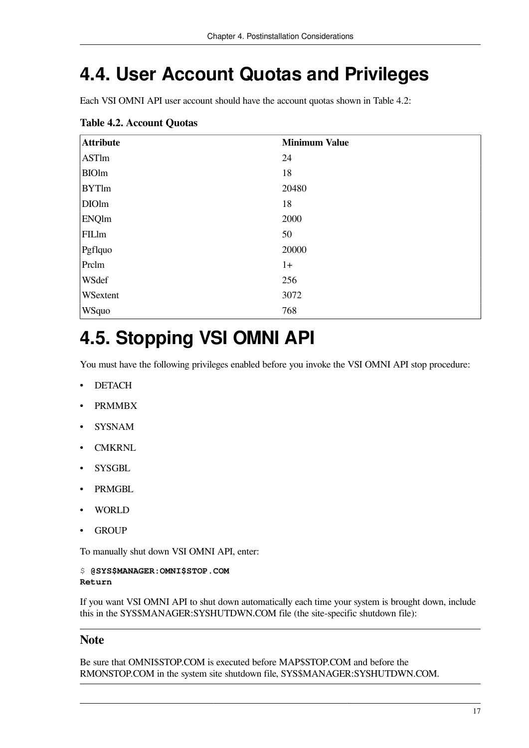# 4.4. User Account Quotas and Privileges

Each VSI OMNI API user account should have the account quotas shown in Table 4.2:

**Table 4.2. Account Quotas**

| Attribute | Minimum Value |
|---|---|
| ASTlm | 24 |
| BIOlm | 18 |
| BYTlm | 20480 |
| DIOlm | 18 |
| ENQlm | 2000 |
| FILlm | 50 |
| Pgflquo | 20000 |
| Prclm | 1+ |
| WSdef | 256 |
| WSextent | 3072 |
| WSquo | 768 |

# 4.5. Stopping VSI OMNI API

You must have the following privileges enabled before you invoke the VSI OMNI API stop procedure:

- DETACH
- PRMMBX
- SYSNAM
- CMKRNL
- SYSGBL
- PRMGBL
- WORLD
- GROUP

To manually shut down VSI OMNI API, enter:

```
$ @SYS$MANAGER:OMNI$STOP.COM
Return
```

If you want VSI OMNI API to shut down automatically each time your system is brought down, include this in the SYS$MANAGER:SYSHUTDWN.COM file (the site-specific shutdown file):

### Note

Be sure that OMNI$STOP.COM is executed before MAP$STOP.COM and before the RMONSTOP.COM in the system site shutdown file, SYS$MANAGER:SYSHUTDWN.COM.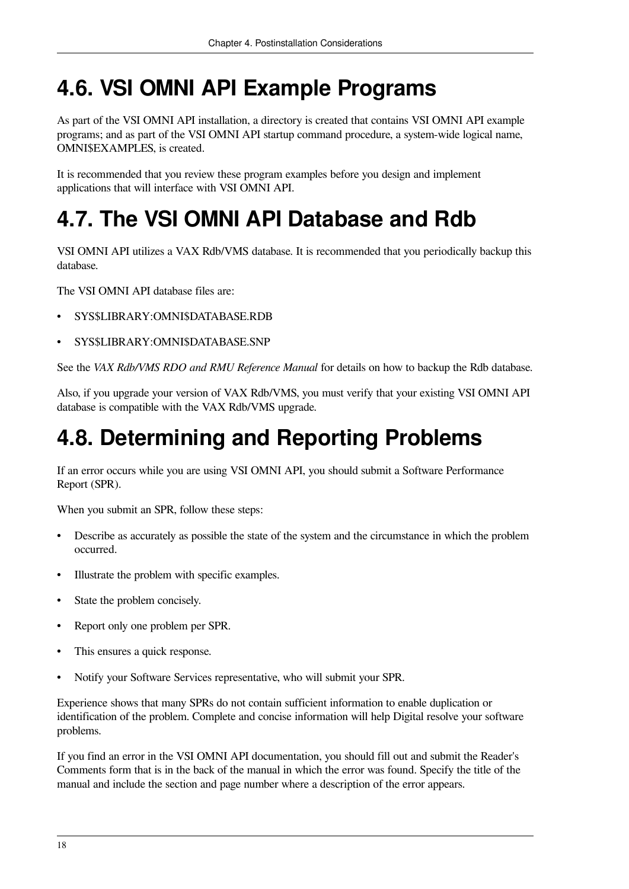# 4.6. VSI OMNI API Example Programs

As part of the VSI OMNI API installation, a directory is created that contains VSI OMNI API example programs; and as part of the VSI OMNI API startup command procedure, a system-wide logical name, OMNI$EXAMPLES, is created.

It is recommended that you review these program examples before you design and implement applications that will interface with VSI OMNI API.

# 4.7. The VSI OMNI API Database and Rdb

VSI OMNI API utilizes a VAX Rdb/VMS database. It is recommended that you periodically backup this database.

The VSI OMNI API database files are:

- SYS$LIBRARY:OMNI$DATABASE.RDB
- SYS$LIBRARY:OMNI$DATABASE.SNP

See the *VAX Rdb/VMS RDO and RMU Reference Manual* for details on how to backup the Rdb database.

Also, if you upgrade your version of VAX Rdb/VMS, you must verify that your existing VSI OMNI API database is compatible with the VAX Rdb/VMS upgrade.

# 4.8. Determining and Reporting Problems

If an error occurs while you are using VSI OMNI API, you should submit a Software Performance Report (SPR).

When you submit an SPR, follow these steps:

- Describe as accurately as possible the state of the system and the circumstance in which the problem occurred.
- Illustrate the problem with specific examples.
- State the problem concisely.
- Report only one problem per SPR.
- This ensures a quick response.
- Notify your Software Services representative, who will submit your SPR.

Experience shows that many SPRs do not contain sufficient information to enable duplication or identification of the problem. Complete and concise information will help Digital resolve your software problems.

If you find an error in the VSI OMNI API documentation, you should fill out and submit the Reader's Comments form that is in the back of the manual in which the error was found. Specify the title of the manual and include the section and page number where a description of the error appears.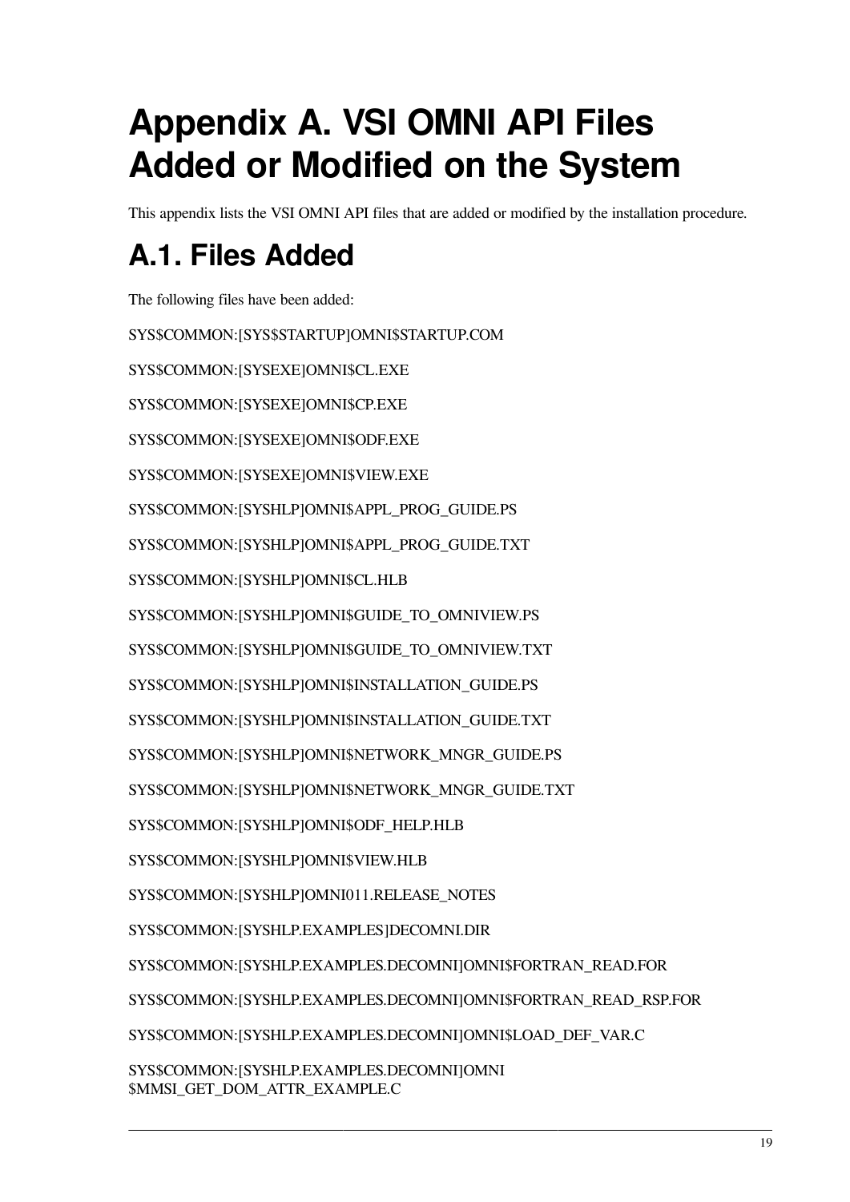# Appendix A. VSI OMNI API Files Added or Modified on the System

This appendix lists the VSI OMNI API files that are added or modified by the installation procedure.

## A.1. Files Added

The following files have been added:

SYS$COMMON:[SYS$STARTUP]OMNI$STARTUP.COM

SYS$COMMON:[SYSEXE]OMNI$CL.EXE

SYS$COMMON:[SYSEXE]OMNI$CP.EXE

SYS$COMMON:[SYSEXE]OMNI$ODF.EXE

SYS$COMMON:[SYSEXE]OMNI$VIEW.EXE

SYS$COMMON:[SYSHLP]OMNI$APPL_PROG_GUIDE.PS

SYS$COMMON:[SYSHLP]OMNI$APPL_PROG_GUIDE.TXT

SYS$COMMON:[SYSHLP]OMNI$CL.HLB

SYS$COMMON:[SYSHLP]OMNI$GUIDE_TO_OMNIVIEW.PS

SYS$COMMON:[SYSHLP]OMNI$GUIDE_TO_OMNIVIEW.TXT

SYS$COMMON:[SYSHLP]OMNI$INSTALLATION_GUIDE.PS

SYS$COMMON:[SYSHLP]OMNI$INSTALLATION_GUIDE.TXT

SYS$COMMON:[SYSHLP]OMNI$NETWORK_MNGR_GUIDE.PS

SYS$COMMON:[SYSHLP]OMNI$NETWORK_MNGR_GUIDE.TXT

SYS$COMMON:[SYSHLP]OMNI$ODF_HELP.HLB

SYS$COMMON:[SYSHLP]OMNI$VIEW.HLB

SYS$COMMON:[SYSHLP]OMNI011.RELEASE_NOTES

SYS$COMMON:[SYSHLP.EXAMPLES]DECOMNI.DIR

SYS$COMMON:[SYSHLP.EXAMPLES.DECOMNI]OMNI$FORTRAN_READ.FOR

SYS$COMMON:[SYSHLP.EXAMPLES.DECOMNI]OMNI$FORTRAN_READ_RSP.FOR

SYS$COMMON:[SYSHLP.EXAMPLES.DECOMNI]OMNI$LOAD_DEF_VAR.C

SYS$COMMON:[SYSHLP.EXAMPLES.DECOMNI]OMNI$MMSI_GET_DOM_ATTR_EXAMPLE.C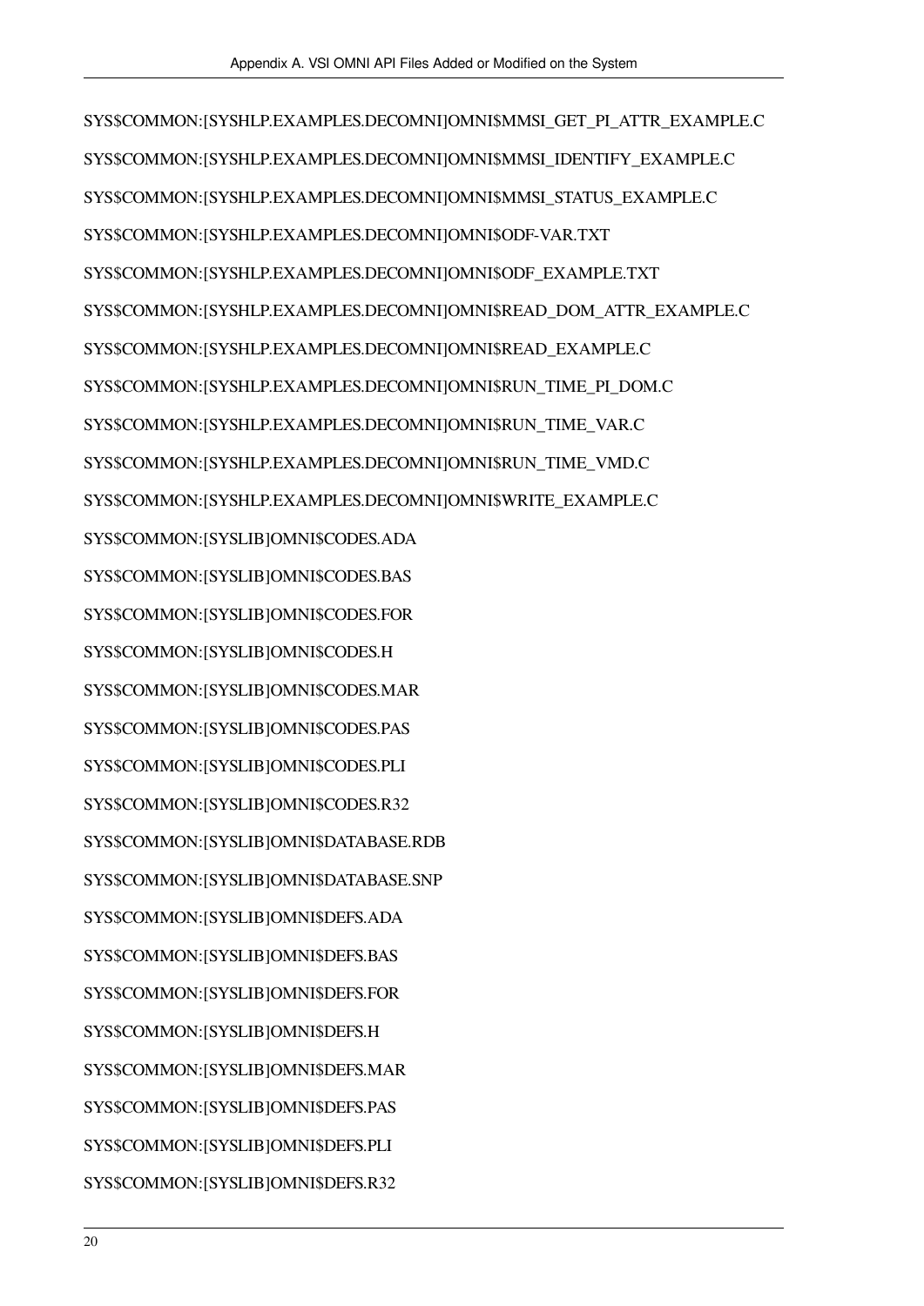SYS$COMMON:[SYSHLP.EXAMPLES.DECOMNI]OMNI$MMSI_GET_PI_ATTR_EXAMPLE.C

SYS$COMMON:[SYSHLP.EXAMPLES.DECOMNI]OMNI$MMSI_IDENTIFY_EXAMPLE.C

SYS$COMMON:[SYSHLP.EXAMPLES.DECOMNI]OMNI$MMSI_STATUS_EXAMPLE.C

SYS$COMMON:[SYSHLP.EXAMPLES.DECOMNI]OMNI$ODF-VAR.TXT

SYS$COMMON:[SYSHLP.EXAMPLES.DECOMNI]OMNI$ODF_EXAMPLE.TXT

SYS$COMMON:[SYSHLP.EXAMPLES.DECOMNI]OMNI$READ_DOM_ATTR_EXAMPLE.C

SYS$COMMON:[SYSHLP.EXAMPLES.DECOMNI]OMNI$READ_EXAMPLE.C

SYS$COMMON:[SYSHLP.EXAMPLES.DECOMNI]OMNI$RUN_TIME_PI_DOM.C

SYS$COMMON:[SYSHLP.EXAMPLES.DECOMNI]OMNI$RUN_TIME_VAR.C

SYS$COMMON:[SYSHLP.EXAMPLES.DECOMNI]OMNI$RUN_TIME_VMD.C

SYS$COMMON:[SYSHLP.EXAMPLES.DECOMNI]OMNI$WRITE_EXAMPLE.C

SYS$COMMON:[SYSLIB]OMNI$CODES.ADA

SYS$COMMON:[SYSLIB]OMNI$CODES.BAS

SYS$COMMON:[SYSLIB]OMNI$CODES.FOR

SYS$COMMON:[SYSLIB]OMNI$CODES.H

SYS$COMMON:[SYSLIB]OMNI$CODES.MAR

SYS$COMMON:[SYSLIB]OMNI$CODES.PAS

SYS$COMMON:[SYSLIB]OMNI$CODES.PLI

SYS$COMMON:[SYSLIB]OMNI$CODES.R32

SYS$COMMON:[SYSLIB]OMNI$DATABASE.RDB

SYS$COMMON:[SYSLIB]OMNI$DATABASE.SNP

SYS$COMMON:[SYSLIB]OMNI$DEFS.ADA

SYS$COMMON:[SYSLIB]OMNI$DEFS.BAS

SYS$COMMON:[SYSLIB]OMNI$DEFS.FOR

SYS$COMMON:[SYSLIB]OMNI$DEFS.H

SYS$COMMON:[SYSLIB]OMNI$DEFS.MAR

SYS$COMMON:[SYSLIB]OMNI$DEFS.PAS

SYS$COMMON:[SYSLIB]OMNI$DEFS.PLI

SYS$COMMON:[SYSLIB]OMNI$DEFS.R32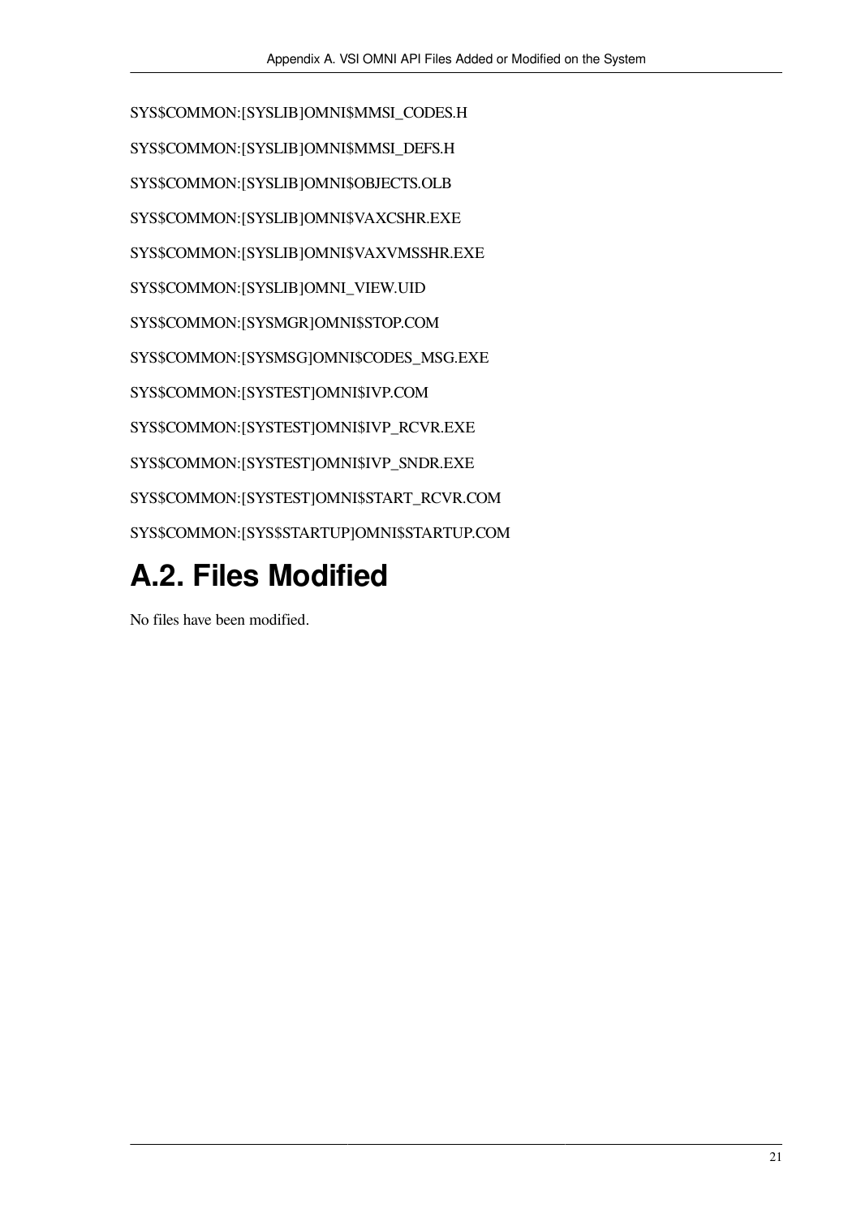SYS$COMMON:[SYSLIB]OMNI$MMSI_CODES.H

SYS$COMMON:[SYSLIB]OMNI$MMSI_DEFS.H

SYS$COMMON:[SYSLIB]OMNI$OBJECTS.OLB

SYS$COMMON:[SYSLIB]OMNI$VAXCSHR.EXE

SYS$COMMON:[SYSLIB]OMNI$VAXVMSSHR.EXE

SYS$COMMON:[SYSLIB]OMNI_VIEW.UID

SYS$COMMON:[SYSMGR]OMNI$STOP.COM

SYS$COMMON:[SYSMSG]OMNI$CODES_MSG.EXE

SYS$COMMON:[SYSTEST]OMNI$IVP.COM

SYS$COMMON:[SYSTEST]OMNI$IVP_RCVR.EXE

SYS$COMMON:[SYSTEST]OMNI$IVP_SNDR.EXE

SYS$COMMON:[SYSTEST]OMNI$START_RCVR.COM

SYS$COMMON:[SYS$STARTUP]OMNI$STARTUP.COM

## A.2. Files Modified

No files have been modified.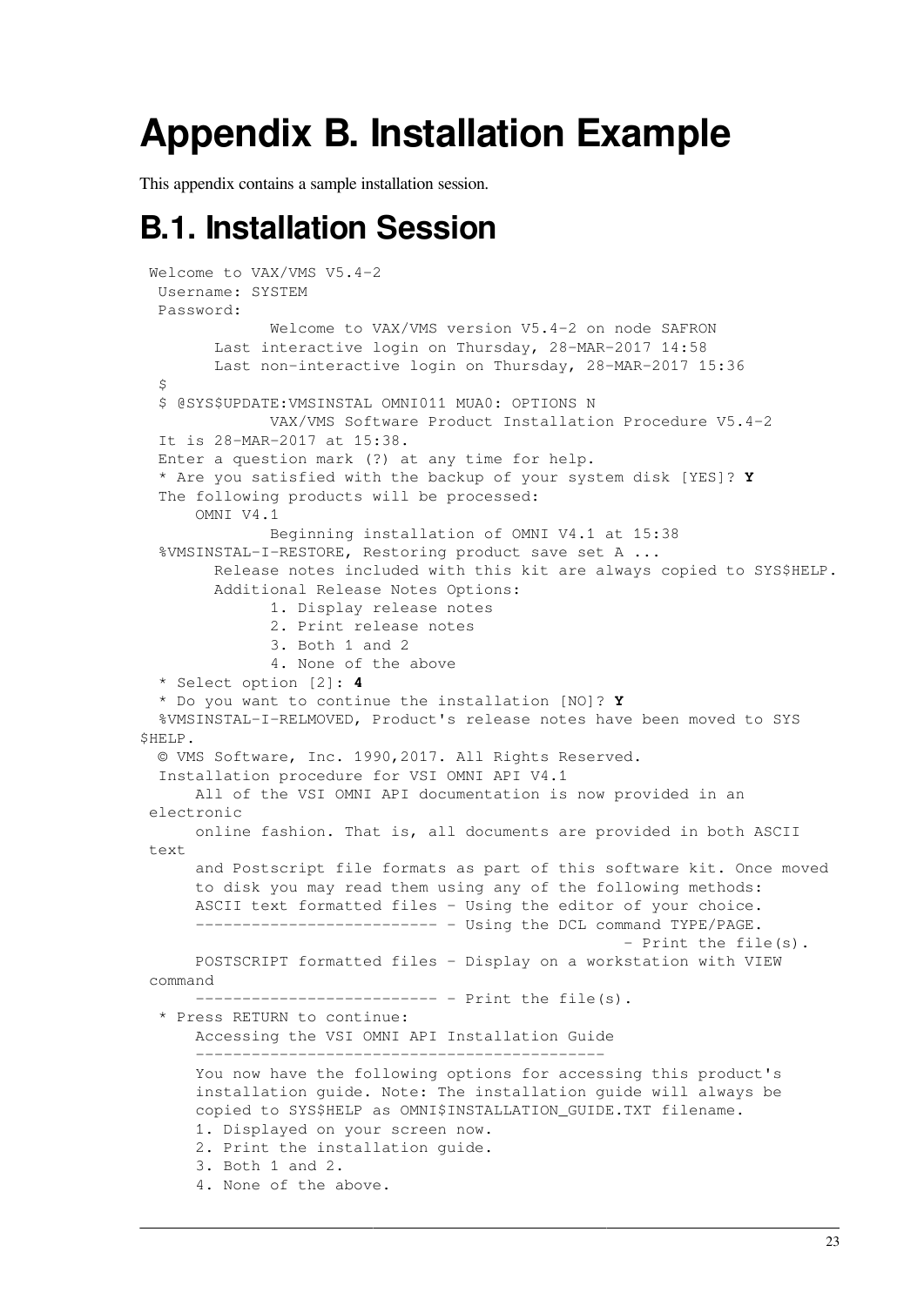# Appendix B. Installation Example

This appendix contains a sample installation session.

## B.1. Installation Session

```
Welcome to VAX/VMS V5.4-2
 Username: SYSTEM
 Password:
             Welcome to VAX/VMS version V5.4-2 on node SAFRON
       Last interactive login on Thursday, 28-MAR-2017 14:58
       Last non-interactive login on Thursday, 28-MAR-2017 15:36
 $
 $ @SYS$UPDATE:VMSINSTAL OMNI011 MUA0: OPTIONS N
             VAX/VMS Software Product Installation Procedure V5.4-2
 It is 28-MAR-2017 at 15:38.
 Enter a question mark (?) at any time for help.
 * Are you satisfied with the backup of your system disk [YES]? Y
 The following products will be processed:
     OMNI V4.1
             Beginning installation of OMNI V4.1 at 15:38
 %VMSINSTAL-I-RESTORE, Restoring product save set A ...
       Release notes included with this kit are always copied to SYS$HELP.
       Additional Release Notes Options:
             1. Display release notes
             2. Print release notes
             3. Both 1 and 2
             4. None of the above
 * Select option [2]: 4
 * Do you want to continue the installation [NO]? Y
 %VMSINSTAL-I-RELMOVED, Product's release notes have been moved to SYS
$HELP.
 © VMS Software, Inc. 1990,2017. All Rights Reserved.
 Installation procedure for VSI OMNI API V4.1
     All of the VSI OMNI API documentation is now provided in an
electronic
     online fashion. That is, all documents are provided in both ASCII
text
     and Postscript file formats as part of this software kit. Once moved
     to disk you may read them using any of the following methods:
     ASCII text formatted files - Using the editor of your choice.
     -------------------------- - Using the DCL command TYPE/PAGE.
                                                   - Print the file(s).
     POSTSCRIPT formatted files - Display on a workstation with VIEW
command
     -------------------------- - Print the file(s).
 * Press RETURN to continue:
     Accessing the VSI OMNI API Installation Guide
     ---------------------------------------------
     You now have the following options for accessing this product's
     installation guide. Note: The installation guide will always be
     copied to SYS$HELP as OMNI$INSTALLATION_GUIDE.TXT filename.
     1. Displayed on your screen now.
     2. Print the installation guide.
     3. Both 1 and 2.
     4. None of the above.
```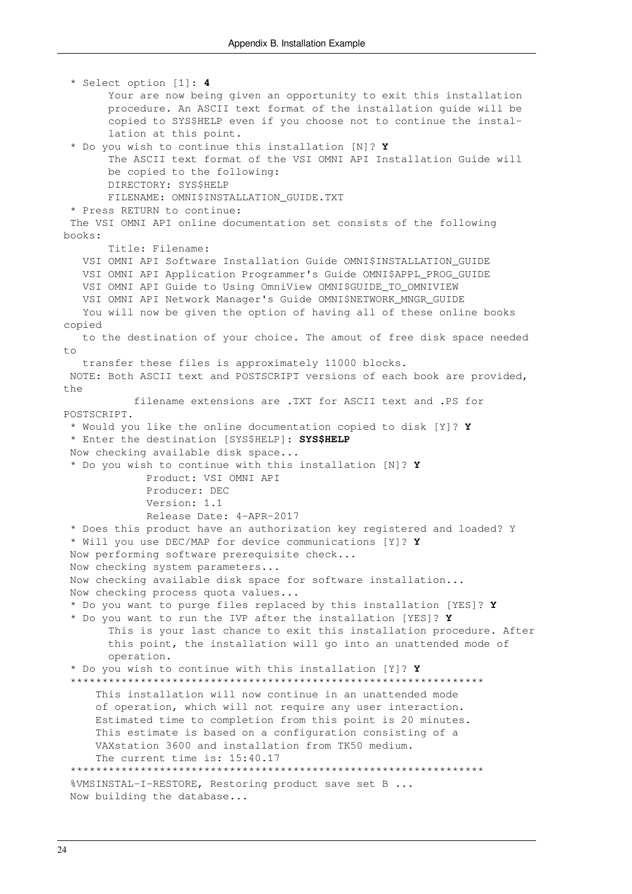```
 * Select option [1]: 4
       Your are now being given an opportunity to exit this installation
       procedure. An ASCII text format of the installation guide will be
       copied to SYS$HELP even if you choose not to continue the instal-
       lation at this point.
 * Do you wish to continue this installation [N]? Y
       The ASCII text format of the VSI OMNI API Installation Guide will
       be copied to the following:
       DIRECTORY: SYS$HELP
       FILENAME: OMNI$INSTALLATION_GUIDE.TXT
 * Press RETURN to continue:
 The VSI OMNI API online documentation set consists of the following
books:
       Title: Filename:
   VSI OMNI API Software Installation Guide OMNI$INSTALLATION_GUIDE
   VSI OMNI API Application Programmer's Guide OMNI$APPL_PROG_GUIDE
   VSI OMNI API Guide to Using OmniView OMNI$GUIDE_TO_OMNIVIEW
   VSI OMNI API Network Manager's Guide OMNI$NETWORK_MNGR_GUIDE
   You will now be given the option of having all of these online books
copied
   to the destination of your choice. The amout of free disk space needed
to
   transfer these files is approximately 11000 blocks.
 NOTE: Both ASCII text and POSTSCRIPT versions of each book are provided,
the
          filename extensions are .TXT for ASCII text and .PS for
POSTSCRIPT.
 * Would you like the online documentation copied to disk [Y]? Y
 * Enter the destination [SYS$HELP]: SYS$HELP
 Now checking available disk space...
 * Do you wish to continue with this installation [N]? Y
             Product: VSI OMNI API
             Producer: DEC
             Version: 1.1
             Release Date: 4-APR-2017
 * Does this product have an authorization key registered and loaded? Y
 * Will you use DEC/MAP for device communications [Y]? Y
 Now performing software prerequisite check...
 Now checking system parameters...
 Now checking available disk space for software installation...
 Now checking process quota values...
 * Do you want to purge files replaced by this installation [YES]? Y
 * Do you want to run the IVP after the installation [YES]? Y
       This is your last chance to exit this installation procedure. After
       this point, the installation will go into an unattended mode of
       operation.
 * Do you wish to continue with this installation [Y]? Y
 ***************************************************************
     This installation will now continue in an unattended mode
     of operation, which will not require any user interaction.
     Estimated time to completion from this point is 20 minutes.
     This estimate is based on a configuration consisting of a
     VAXstation 3600 and installation from TK50 medium.
     The current time is: 15:40.17
 ***************************************************************
 %VMSINSTAL-I-RESTORE, Restoring product save set B ...
 Now building the database...
```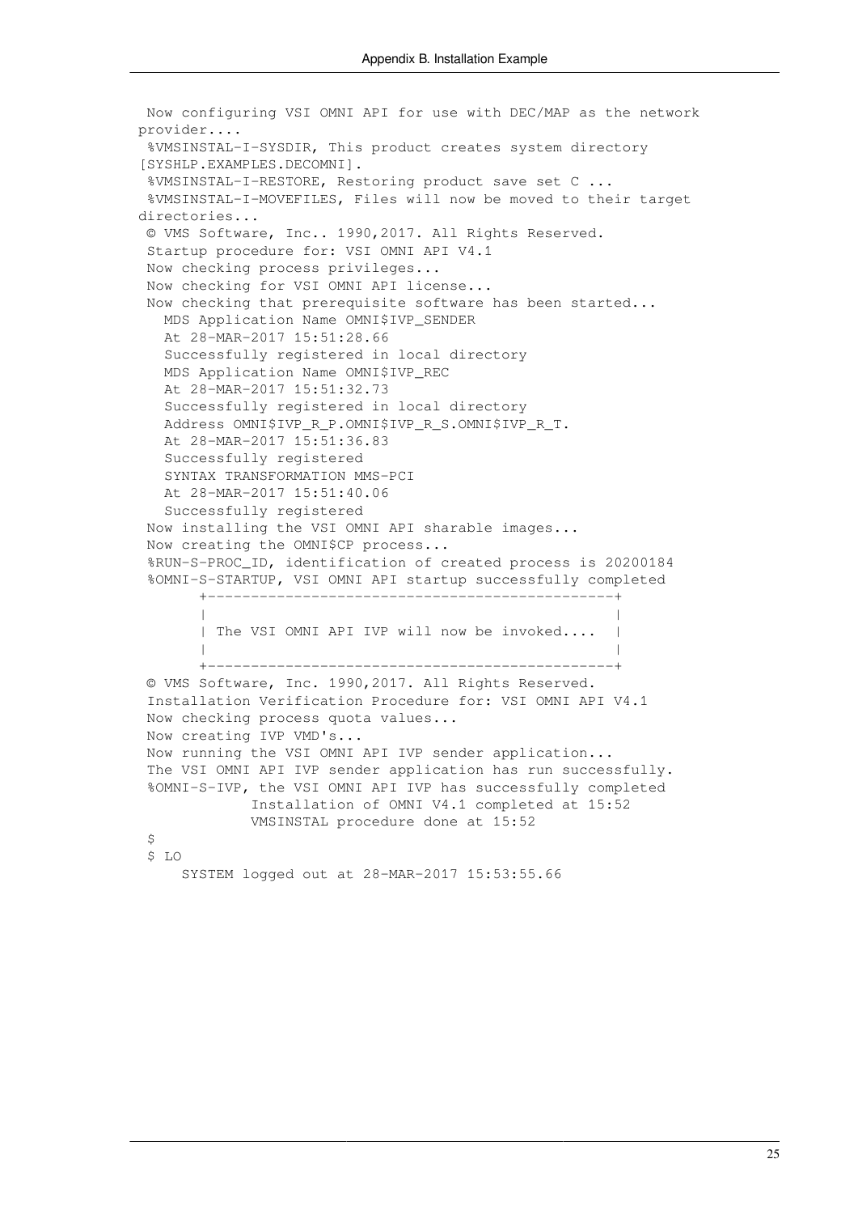```
 Now configuring VSI OMNI API for use with DEC/MAP as the network
provider....
 %VMSINSTAL-I-SYSDIR, This product creates system directory
[SYSHLP.EXAMPLES.DECOMNI].
 %VMSINSTAL-I-RESTORE, Restoring product save set C ...
 %VMSINSTAL-I-MOVEFILES, Files will now be moved to their target
directories...
 © VMS Software, Inc.. 1990,2017. All Rights Reserved.
 Startup procedure for: VSI OMNI API V4.1
 Now checking process privileges...
 Now checking for VSI OMNI API license...
 Now checking that prerequisite software has been started...
   MDS Application Name OMNI$IVP_SENDER
   At 28-MAR-2017 15:51:28.66
   Successfully registered in local directory
   MDS Application Name OMNI$IVP_REC
   At 28-MAR-2017 15:51:32.73
   Successfully registered in local directory
   Address OMNI$IVP_R_P.OMNI$IVP_R_S.OMNI$IVP_R_T.
   At 28-MAR-2017 15:51:36.83
   Successfully registered
   SYNTAX TRANSFORMATION MMS-PCI
   At 28-MAR-2017 15:51:40.06
   Successfully registered
 Now installing the VSI OMNI API sharable images...
 Now creating the OMNI$CP process...
 %RUN-S-PROC_ID, identification of created process is 20200184
 %OMNI-S-STARTUP, VSI OMNI API startup successfully completed
       +-----------------------------------------------+
       |                                               |
       | The VSI OMNI API IVP will now be invoked....  |
       |                                               |
       +-----------------------------------------------+
 © VMS Software, Inc. 1990,2017. All Rights Reserved.
 Installation Verification Procedure for: VSI OMNI API V4.1
 Now checking process quota values...
 Now creating IVP VMD's...
 Now running the VSI OMNI API IVP sender application...
 The VSI OMNI API IVP sender application has run successfully.
 %OMNI-S-IVP, the VSI OMNI API IVP has successfully completed
             Installation of OMNI V4.1 completed at 15:52
             VMSINSTAL procedure done at 15:52
 $
 $ LO
     SYSTEM logged out at 28-MAR-2017 15:53:55.66
```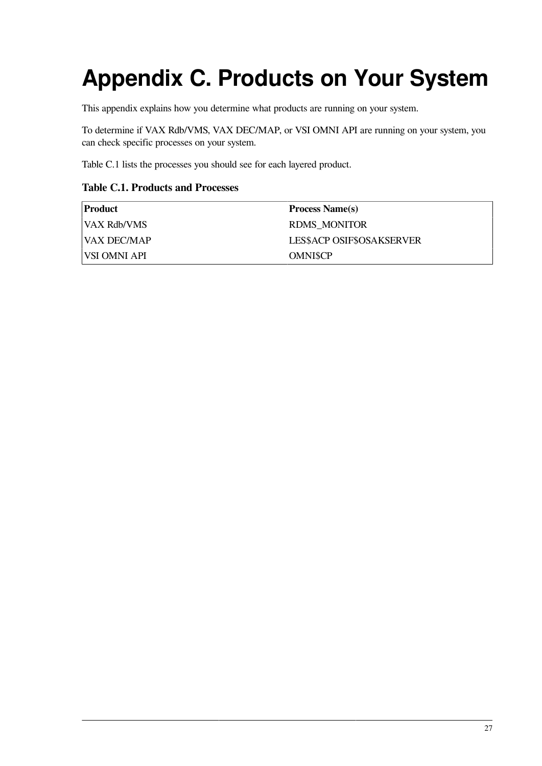# Appendix C. Products on Your System

This appendix explains how you determine what products are running on your system.

To determine if VAX Rdb/VMS, VAX DEC/MAP, or VSI OMNI API are running on your system, you can check specific processes on your system.

Table C.1 lists the processes you should see for each layered product.

**Table C.1. Products and Processes**

| Product | Process Name(s) |
|---|---|
| VAX Rdb/VMS | RDMS_MONITOR |
| VAX DEC/MAP | LES$ACP OSIF$OSAKSERVER |
| VSI OMNI API | OMNI$CP |